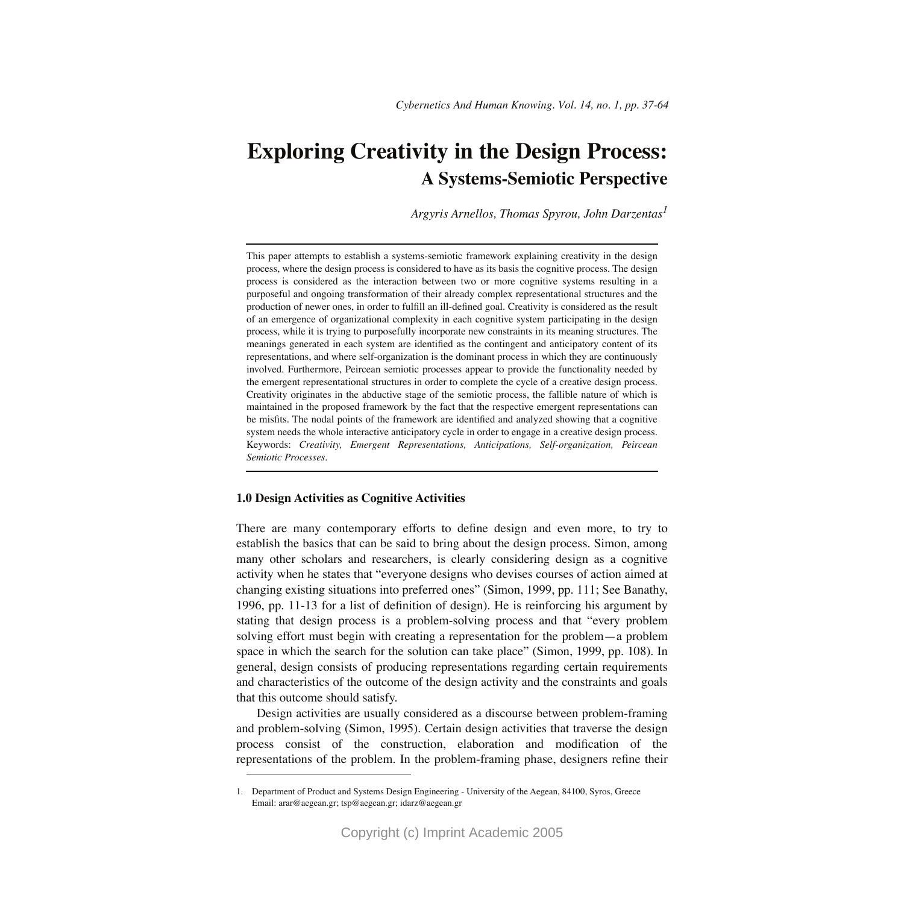# Exploring Creativity in the Design Process:
## A Systems-Semiotic Perspective

*Argyris Arnellos, Thomas Spyrou, John Darzentas*[1]

This paper attempts to establish a systems-semiotic framework explaining creativity in the design process, where the design process is considered to have as its basis the cognitive process. The design process is considered as the interaction between two or more cognitive systems resulting in a purposeful and ongoing transformation of their already complex representational structures and the production of newer ones, in order to fulfill an ill-defined goal. Creativity is considered as the result of an emergence of organizational complexity in each cognitive system participating in the design process, while it is trying to purposefully incorporate new constraints in its meaning structures. The meanings generated in each system are identified as the contingent and anticipatory content of its representations, and where self-organization is the dominant process in which they are continuously involved. Furthermore, Peircean semiotic processes appear to provide the functionality needed by the emergent representational structures in order to complete the cycle of a creative design process. Creativity originates in the abductive stage of the semiotic process, the fallible nature of which is maintained in the proposed framework by the fact that the respective emergent representations can be misfits. The nodal points of the framework are identified and analyzed showing that a cognitive system needs the whole interactive anticipatory cycle in order to engage in a creative design process.
Keywords: *Creativity, Emergent Representations, Anticipations, Self-organization, Peircean Semiotic Processes.*

### 1.0 Design Activities as Cognitive Activities

There are many contemporary efforts to define design and even more, to try to establish the basics that can be said to bring about the design process. Simon, among many other scholars and researchers, is clearly considering design as a cognitive activity when he states that "everyone designs who devises courses of action aimed at changing existing situations into preferred ones" (Simon, 1999, pp. 111; See Banathy, 1996, pp. 11-13 for a list of definition of design). He is reinforcing his argument by stating that design process is a problem-solving process and that "every problem solving effort must begin with creating a representation for the problem—a problem space in which the search for the solution can take place" (Simon, 1999, pp. 108). In general, design consists of producing representations regarding certain requirements and characteristics of the outcome of the design activity and the constraints and goals that this outcome should satisfy.

Design activities are usually considered as a discourse between problem-framing and problem-solving (Simon, 1995). Certain design activities that traverse the design process consist of the construction, elaboration and modification of the representations of the problem. In the problem-framing phase, designers refine their

1. Department of Product and Systems Design Engineering - University of the Aegean, 84100, Syros, Greece Email: arar@aegean.gr; tsp@aegean.gr; idarz@aegean.gr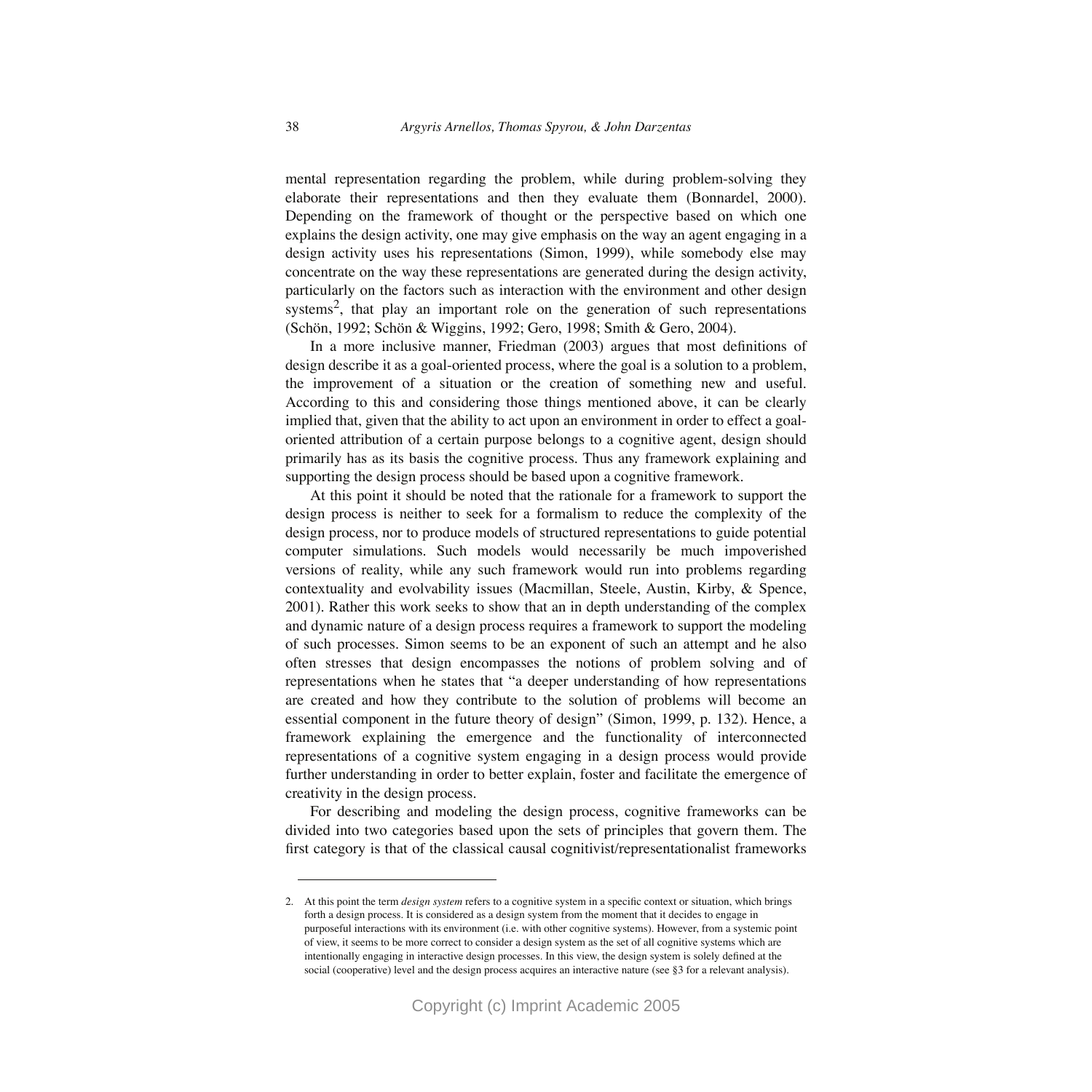mental representation regarding the problem, while during problem-solving they elaborate their representations and then they evaluate them (Bonnardel, 2000). Depending on the framework of thought or the perspective based on which one explains the design activity, one may give emphasis on the way an agent engaging in a design activity uses his representations (Simon, 1999), while somebody else may concentrate on the way these representations are generated during the design activity, particularly on the factors such as interaction with the environment and other design systems[2], that play an important role on the generation of such representations (Schön, 1992; Schön & Wiggins, 1992; Gero, 1998; Smith & Gero, 2004).

In a more inclusive manner, Friedman (2003) argues that most definitions of design describe it as a goal-oriented process, where the goal is a solution to a problem, the improvement of a situation or the creation of something new and useful. According to this and considering those things mentioned above, it can be clearly implied that, given that the ability to act upon an environment in order to effect a goal-oriented attribution of a certain purpose belongs to a cognitive agent, design should primarily has as its basis the cognitive process. Thus any framework explaining and supporting the design process should be based upon a cognitive framework.

At this point it should be noted that the rationale for a framework to support the design process is neither to seek for a formalism to reduce the complexity of the design process, nor to produce models of structured representations to guide potential computer simulations. Such models would necessarily be much impoverished versions of reality, while any such framework would run into problems regarding contextuality and evolvability issues (Macmillan, Steele, Austin, Kirby, & Spence, 2001). Rather this work seeks to show that an in depth understanding of the complex and dynamic nature of a design process requires a framework to support the modeling of such processes. Simon seems to be an exponent of such an attempt and he also often stresses that design encompasses the notions of problem solving and of representations when he states that "a deeper understanding of how representations are created and how they contribute to the solution of problems will become an essential component in the future theory of design" (Simon, 1999, p. 132). Hence, a framework explaining the emergence and the functionality of interconnected representations of a cognitive system engaging in a design process would provide further understanding in order to better explain, foster and facilitate the emergence of creativity in the design process.

For describing and modeling the design process, cognitive frameworks can be divided into two categories based upon the sets of principles that govern them. The first category is that of the classical causal cognitivist/representationalist frameworks

---

2. At this point the term *design system* refers to a cognitive system in a specific context or situation, which brings forth a design process. It is considered as a design system from the moment that it decides to engage in purposeful interactions with its environment (i.e. with other cognitive systems). However, from a systemic point of view, it seems to be more correct to consider a design system as the set of all cognitive systems which are intentionally engaging in interactive design processes. In this view, the design system is solely defined at the social (cooperative) level and the design process acquires an interactive nature (see §3 for a relevant analysis).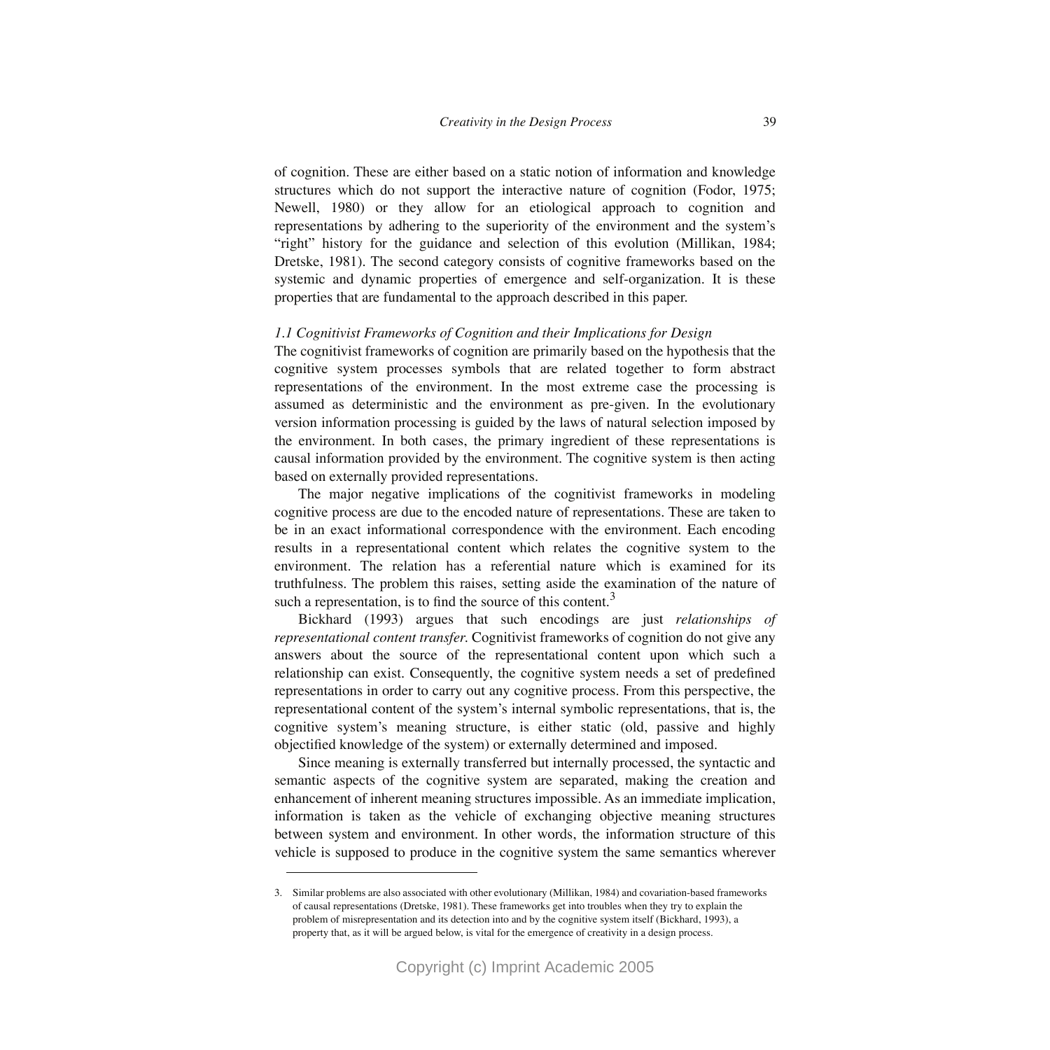of cognition. These are either based on a static notion of information and knowledge structures which do not support the interactive nature of cognition (Fodor, 1975; Newell, 1980) or they allow for an etiological approach to cognition and representations by adhering to the superiority of the environment and the system's "right" history for the guidance and selection of this evolution (Millikan, 1984; Dretske, 1981). The second category consists of cognitive frameworks based on the systemic and dynamic properties of emergence and self-organization. It is these properties that are fundamental to the approach described in this paper.

### *1.1 Cognitivist Frameworks of Cognition and their Implications for Design*

The cognitivist frameworks of cognition are primarily based on the hypothesis that the cognitive system processes symbols that are related together to form abstract representations of the environment. In the most extreme case the processing is assumed as deterministic and the environment as pre-given. In the evolutionary version information processing is guided by the laws of natural selection imposed by the environment. In both cases, the primary ingredient of these representations is causal information provided by the environment. The cognitive system is then acting based on externally provided representations.

The major negative implications of the cognitivist frameworks in modeling cognitive process are due to the encoded nature of representations. These are taken to be in an exact informational correspondence with the environment. Each encoding results in a representational content which relates the cognitive system to the environment. The relation has a referential nature which is examined for its truthfulness. The problem this raises, setting aside the examination of the nature of such a representation, is to find the source of this content.[3]

Bickhard (1993) argues that such encodings are just *relationships of representational content transfer*. Cognitivist frameworks of cognition do not give any answers about the source of the representational content upon which such a relationship can exist. Consequently, the cognitive system needs a set of predefined representations in order to carry out any cognitive process. From this perspective, the representational content of the system's internal symbolic representations, that is, the cognitive system's meaning structure, is either static (old, passive and highly objectified knowledge of the system) or externally determined and imposed.

Since meaning is externally transferred but internally processed, the syntactic and semantic aspects of the cognitive system are separated, making the creation and enhancement of inherent meaning structures impossible. As an immediate implication, information is taken as the vehicle of exchanging objective meaning structures between system and environment. In other words, the information structure of this vehicle is supposed to produce in the cognitive system the same semantics wherever

---

3. Similar problems are also associated with other evolutionary (Millikan, 1984) and covariation-based frameworks of causal representations (Dretske, 1981). These frameworks get into troubles when they try to explain the problem of misrepresentation and its detection into and by the cognitive system itself (Bickhard, 1993), a property that, as it will be argued below, is vital for the emergence of creativity in a design process.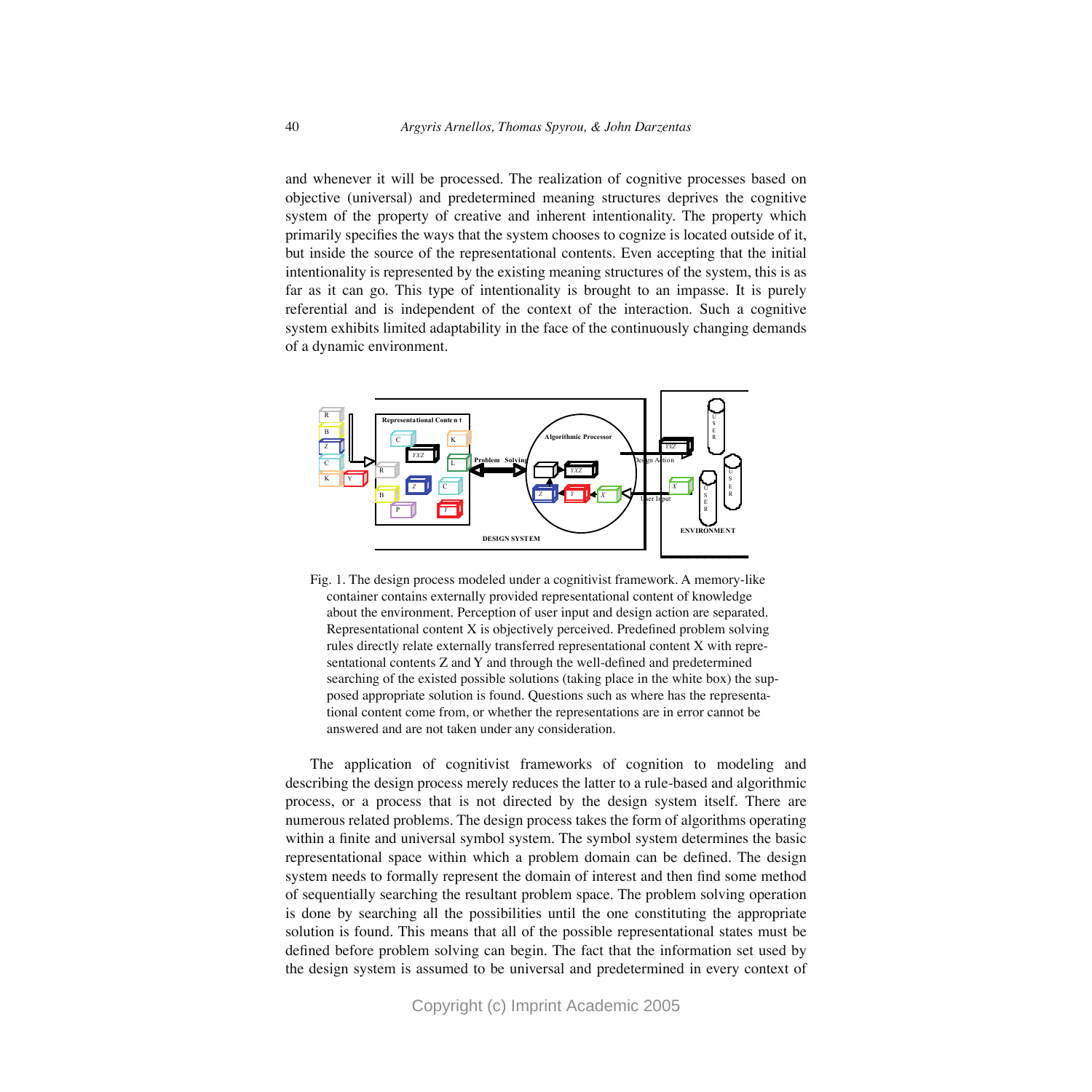and whenever it will be processed. The realization of cognitive processes based on objective (universal) and predetermined meaning structures deprives the cognitive system of the property of creative and inherent intentionality. The property which primarily specifies the ways that the system chooses to cognize is located outside of it, but inside the source of the representational contents. Even accepting that the initial intentionality is represented by the existing meaning structures of the system, this is as far as it can go. This type of intentionality is brought to an impasse. It is purely referential and is independent of the context of the interaction. Such a cognitive system exhibits limited adaptability in the face of the continuously changing demands of a dynamic environment.

Fig. 1. The design process modeled under a cognitivist framework. A memory-like container contains externally provided representational content of knowledge about the environment. Perception of user input and design action are separated. Representational content X is objectively perceived. Predefined problem solving rules directly relate externally transferred representational content X with representational contents Z and Y and through the well-defined and predetermined searching of the existed possible solutions (taking place in the white box) the supposed appropriate solution is found. Questions such as where has the representational content come from, or whether the representations are in error cannot be answered and are not taken under any consideration.

The application of cognitivist frameworks of cognition to modeling and describing the design process merely reduces the latter to a rule-based and algorithmic process, or a process that is not directed by the design system itself. There are numerous related problems. The design process takes the form of algorithms operating within a finite and universal symbol system. The symbol system determines the basic representational space within which a problem domain can be defined. The design system needs to formally represent the domain of interest and then find some method of sequentially searching the resultant problem space. The problem solving operation is done by searching all the possibilities until the one constituting the appropriate solution is found. This means that all of the possible representational states must be defined before problem solving can begin. The fact that the information set used by the design system is assumed to be universal and predetermined in every context of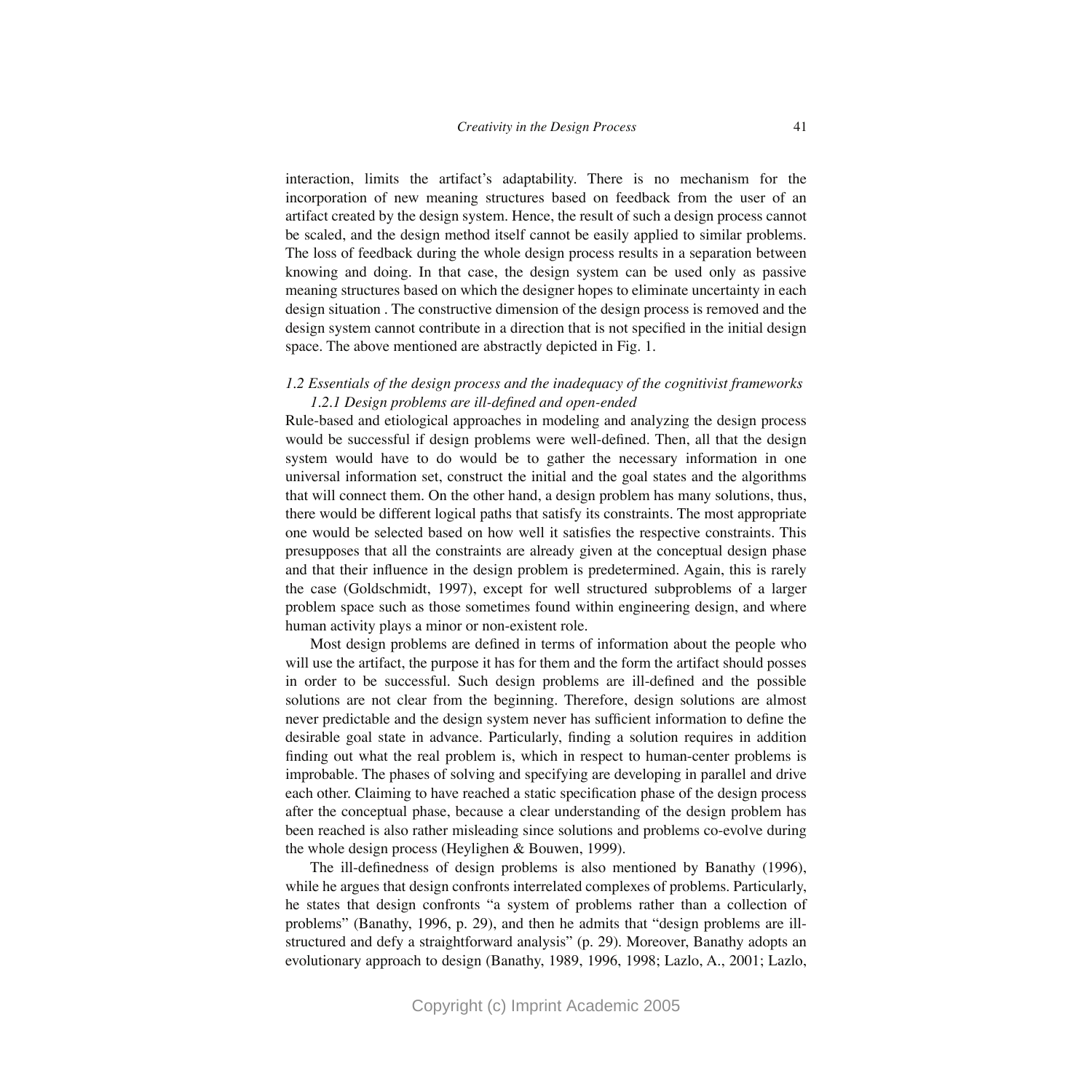interaction, limits the artifact's adaptability. There is no mechanism for the incorporation of new meaning structures based on feedback from the user of an artifact created by the design system. Hence, the result of such a design process cannot be scaled, and the design method itself cannot be easily applied to similar problems. The loss of feedback during the whole design process results in a separation between knowing and doing. In that case, the design system can be used only as passive meaning structures based on which the designer hopes to eliminate uncertainty in each design situation . The constructive dimension of the design process is removed and the design system cannot contribute in a direction that is not specified in the initial design space. The above mentioned are abstractly depicted in Fig. 1.

## *1.2 Essentials of the design process and the inadequacy of the cognitivist frameworks*

### *1.2.1 Design problems are ill-defined and open-ended*

Rule-based and etiological approaches in modeling and analyzing the design process would be successful if design problems were well-defined. Then, all that the design system would have to do would be to gather the necessary information in one universal information set, construct the initial and the goal states and the algorithms that will connect them. On the other hand, a design problem has many solutions, thus, there would be different logical paths that satisfy its constraints. The most appropriate one would be selected based on how well it satisfies the respective constraints. This presupposes that all the constraints are already given at the conceptual design phase and that their influence in the design problem is predetermined. Again, this is rarely the case (Goldschmidt, 1997), except for well structured subproblems of a larger problem space such as those sometimes found within engineering design, and where human activity plays a minor or non-existent role.

Most design problems are defined in terms of information about the people who will use the artifact, the purpose it has for them and the form the artifact should posses in order to be successful. Such design problems are ill-defined and the possible solutions are not clear from the beginning. Therefore, design solutions are almost never predictable and the design system never has sufficient information to define the desirable goal state in advance. Particularly, finding a solution requires in addition finding out what the real problem is, which in respect to human-center problems is improbable. The phases of solving and specifying are developing in parallel and drive each other. Claiming to have reached a static specification phase of the design process after the conceptual phase, because a clear understanding of the design problem has been reached is also rather misleading since solutions and problems co-evolve during the whole design process (Heylighen & Bouwen, 1999).

The ill-definedness of design problems is also mentioned by Banathy (1996), while he argues that design confronts interrelated complexes of problems. Particularly, he states that design confronts "a system of problems rather than a collection of problems" (Banathy, 1996, p. 29), and then he admits that "design problems are ill-structured and defy a straightforward analysis" (p. 29). Moreover, Banathy adopts an evolutionary approach to design (Banathy, 1989, 1996, 1998; Lazlo, A., 2001; Lazlo,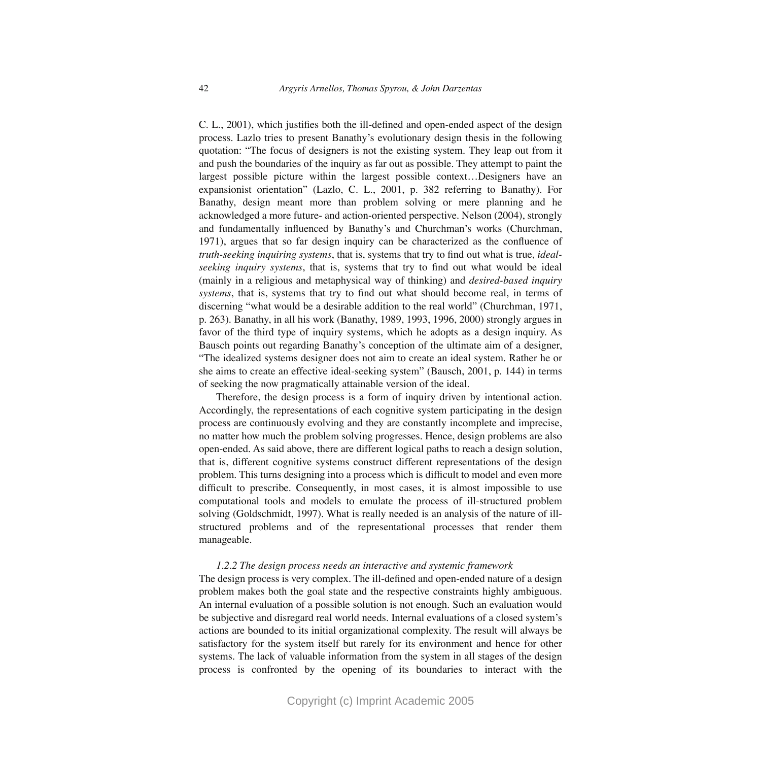C. L., 2001), which justifies both the ill-defined and open-ended aspect of the design process. Lazlo tries to present Banathy's evolutionary design thesis in the following quotation: "The focus of designers is not the existing system. They leap out from it and push the boundaries of the inquiry as far out as possible. They attempt to paint the largest possible picture within the largest possible context…Designers have an expansionist orientation" (Lazlo, C. L., 2001, p. 382 referring to Banathy). For Banathy, design meant more than problem solving or mere planning and he acknowledged a more future- and action-oriented perspective. Nelson (2004), strongly and fundamentally influenced by Banathy's and Churchman's works (Churchman, 1971), argues that so far design inquiry can be characterized as the confluence of *truth-seeking inquiring systems*, that is, systems that try to find out what is true, *ideal-seeking inquiry systems*, that is, systems that try to find out what would be ideal (mainly in a religious and metaphysical way of thinking) and *desired-based inquiry systems*, that is, systems that try to find out what should become real, in terms of discerning "what would be a desirable addition to the real world" (Churchman, 1971, p. 263). Banathy, in all his work (Banathy, 1989, 1993, 1996, 2000) strongly argues in favor of the third type of inquiry systems, which he adopts as a design inquiry. As Bausch points out regarding Banathy's conception of the ultimate aim of a designer, "The idealized systems designer does not aim to create an ideal system. Rather he or she aims to create an effective ideal-seeking system" (Bausch, 2001, p. 144) in terms of seeking the now pragmatically attainable version of the ideal.

Therefore, the design process is a form of inquiry driven by intentional action. Accordingly, the representations of each cognitive system participating in the design process are continuously evolving and they are constantly incomplete and imprecise, no matter how much the problem solving progresses. Hence, design problems are also open-ended. As said above, there are different logical paths to reach a design solution, that is, different cognitive systems construct different representations of the design problem. This turns designing into a process which is difficult to model and even more difficult to prescribe. Consequently, in most cases, it is almost impossible to use computational tools and models to emulate the process of ill-structured problem solving (Goldschmidt, 1997). What is really needed is an analysis of the nature of ill-structured problems and of the representational processes that render them manageable.

#### *1.2.2 The design process needs an interactive and systemic framework*

The design process is very complex. The ill-defined and open-ended nature of a design problem makes both the goal state and the respective constraints highly ambiguous. An internal evaluation of a possible solution is not enough. Such an evaluation would be subjective and disregard real world needs. Internal evaluations of a closed system's actions are bounded to its initial organizational complexity. The result will always be satisfactory for the system itself but rarely for its environment and hence for other systems. The lack of valuable information from the system in all stages of the design process is confronted by the opening of its boundaries to interact with the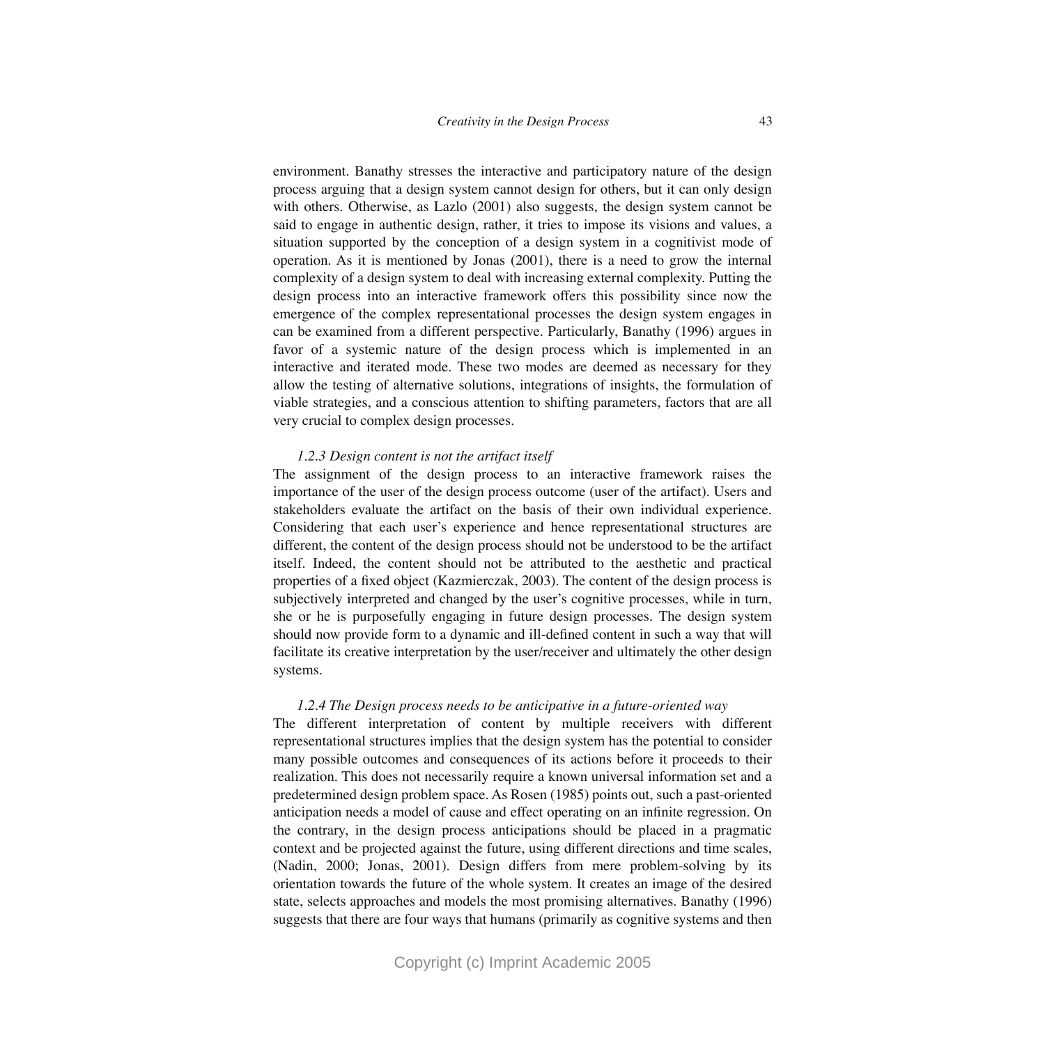environment. Banathy stresses the interactive and participatory nature of the design process arguing that a design system cannot design for others, but it can only design with others. Otherwise, as Lazlo (2001) also suggests, the design system cannot be said to engage in authentic design, rather, it tries to impose its visions and values, a situation supported by the conception of a design system in a cognitivist mode of operation. As it is mentioned by Jonas (2001), there is a need to grow the internal complexity of a design system to deal with increasing external complexity. Putting the design process into an interactive framework offers this possibility since now the emergence of the complex representational processes the design system engages in can be examined from a different perspective. Particularly, Banathy (1996) argues in favor of a systemic nature of the design process which is implemented in an interactive and iterated mode. These two modes are deemed as necessary for they allow the testing of alternative solutions, integrations of insights, the formulation of viable strategies, and a conscious attention to shifting parameters, factors that are all very crucial to complex design processes.

### *1.2.3 Design content is not the artifact itself*

The assignment of the design process to an interactive framework raises the importance of the user of the design process outcome (user of the artifact). Users and stakeholders evaluate the artifact on the basis of their own individual experience. Considering that each user's experience and hence representational structures are different, the content of the design process should not be understood to be the artifact itself. Indeed, the content should not be attributed to the aesthetic and practical properties of a fixed object (Kazmierczak, 2003). The content of the design process is subjectively interpreted and changed by the user's cognitive processes, while in turn, she or he is purposefully engaging in future design processes. The design system should now provide form to a dynamic and ill-defined content in such a way that will facilitate its creative interpretation by the user/receiver and ultimately the other design systems.

### *1.2.4 The Design process needs to be anticipative in a future-oriented way*

The different interpretation of content by multiple receivers with different representational structures implies that the design system has the potential to consider many possible outcomes and consequences of its actions before it proceeds to their realization. This does not necessarily require a known universal information set and a predetermined design problem space. As Rosen (1985) points out, such a past-oriented anticipation needs a model of cause and effect operating on an infinite regression. On the contrary, in the design process anticipations should be placed in a pragmatic context and be projected against the future, using different directions and time scales, (Nadin, 2000; Jonas, 2001). Design differs from mere problem-solving by its orientation towards the future of the whole system. It creates an image of the desired state, selects approaches and models the most promising alternatives. Banathy (1996) suggests that there are four ways that humans (primarily as cognitive systems and then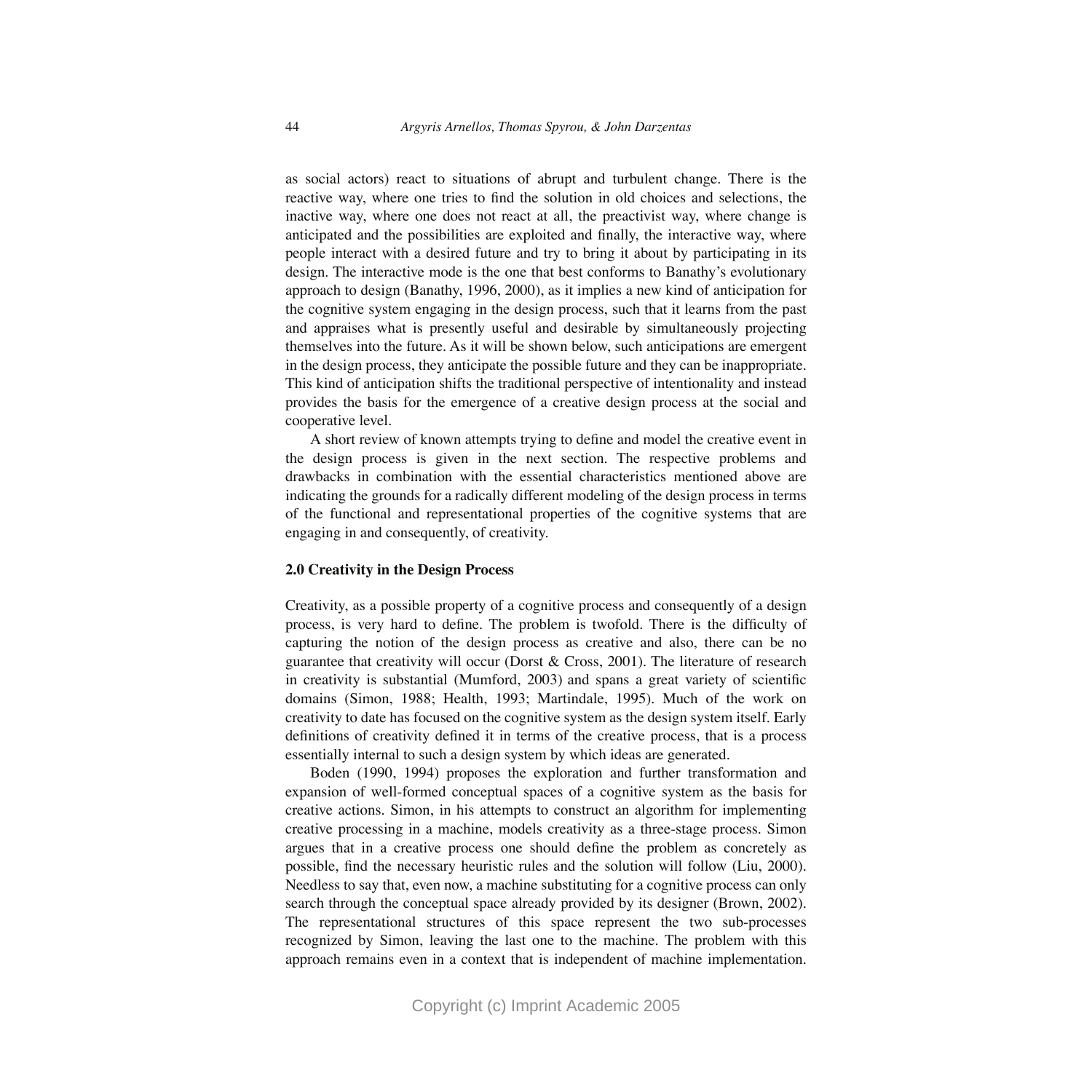as social actors) react to situations of abrupt and turbulent change. There is the reactive way, where one tries to find the solution in old choices and selections, the inactive way, where one does not react at all, the preactivist way, where change is anticipated and the possibilities are exploited and finally, the interactive way, where people interact with a desired future and try to bring it about by participating in its design. The interactive mode is the one that best conforms to Banathy's evolutionary approach to design (Banathy, 1996, 2000), as it implies a new kind of anticipation for the cognitive system engaging in the design process, such that it learns from the past and appraises what is presently useful and desirable by simultaneously projecting themselves into the future. As it will be shown below, such anticipations are emergent in the design process, they anticipate the possible future and they can be inappropriate. This kind of anticipation shifts the traditional perspective of intentionality and instead provides the basis for the emergence of a creative design process at the social and cooperative level.

A short review of known attempts trying to define and model the creative event in the design process is given in the next section. The respective problems and drawbacks in combination with the essential characteristics mentioned above are indicating the grounds for a radically different modeling of the design process in terms of the functional and representational properties of the cognitive systems that are engaging in and consequently, of creativity.

## 2.0 Creativity in the Design Process

Creativity, as a possible property of a cognitive process and consequently of a design process, is very hard to define. The problem is twofold. There is the difficulty of capturing the notion of the design process as creative and also, there can be no guarantee that creativity will occur (Dorst & Cross, 2001). The literature of research in creativity is substantial (Mumford, 2003) and spans a great variety of scientific domains (Simon, 1988; Health, 1993; Martindale, 1995). Much of the work on creativity to date has focused on the cognitive system as the design system itself. Early definitions of creativity defined it in terms of the creative process, that is a process essentially internal to such a design system by which ideas are generated.

Boden (1990, 1994) proposes the exploration and further transformation and expansion of well-formed conceptual spaces of a cognitive system as the basis for creative actions. Simon, in his attempts to construct an algorithm for implementing creative processing in a machine, models creativity as a three-stage process. Simon argues that in a creative process one should define the problem as concretely as possible, find the necessary heuristic rules and the solution will follow (Liu, 2000). Needless to say that, even now, a machine substituting for a cognitive process can only search through the conceptual space already provided by its designer (Brown, 2002). The representational structures of this space represent the two sub-processes recognized by Simon, leaving the last one to the machine. The problem with this approach remains even in a context that is independent of machine implementation.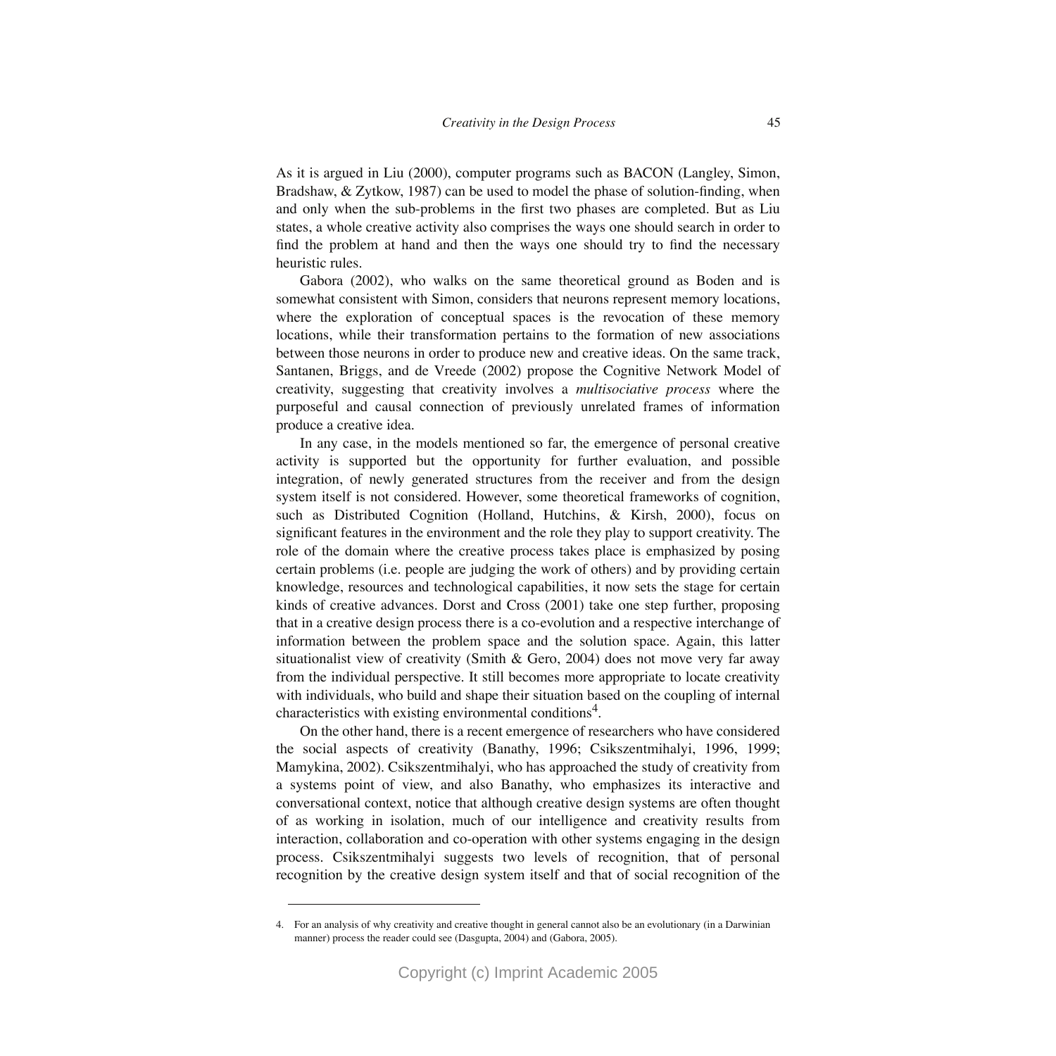As it is argued in Liu (2000), computer programs such as BACON (Langley, Simon, Bradshaw, & Zytkow, 1987) can be used to model the phase of solution-finding, when and only when the sub-problems in the first two phases are completed. But as Liu states, a whole creative activity also comprises the ways one should search in order to find the problem at hand and then the ways one should try to find the necessary heuristic rules.

Gabora (2002), who walks on the same theoretical ground as Boden and is somewhat consistent with Simon, considers that neurons represent memory locations, where the exploration of conceptual spaces is the revocation of these memory locations, while their transformation pertains to the formation of new associations between those neurons in order to produce new and creative ideas. On the same track, Santanen, Briggs, and de Vreede (2002) propose the Cognitive Network Model of creativity, suggesting that creativity involves a *multisociative process* where the purposeful and causal connection of previously unrelated frames of information produce a creative idea.

In any case, in the models mentioned so far, the emergence of personal creative activity is supported but the opportunity for further evaluation, and possible integration, of newly generated structures from the receiver and from the design system itself is not considered. However, some theoretical frameworks of cognition, such as Distributed Cognition (Holland, Hutchins, & Kirsh, 2000), focus on significant features in the environment and the role they play to support creativity. The role of the domain where the creative process takes place is emphasized by posing certain problems (i.e. people are judging the work of others) and by providing certain knowledge, resources and technological capabilities, it now sets the stage for certain kinds of creative advances. Dorst and Cross (2001) take one step further, proposing that in a creative design process there is a co-evolution and a respective interchange of information between the problem space and the solution space. Again, this latter situationalist view of creativity (Smith & Gero, 2004) does not move very far away from the individual perspective. It still becomes more appropriate to locate creativity with individuals, who build and shape their situation based on the coupling of internal characteristics with existing environmental conditions[4].

On the other hand, there is a recent emergence of researchers who have considered the social aspects of creativity (Banathy, 1996; Csikszentmihalyi, 1996, 1999; Mamykina, 2002). Csikszentmihalyi, who has approached the study of creativity from a systems point of view, and also Banathy, who emphasizes its interactive and conversational context, notice that although creative design systems are often thought of as working in isolation, much of our intelligence and creativity results from interaction, collaboration and co-operation with other systems engaging in the design process. Csikszentmihalyi suggests two levels of recognition, that of personal recognition by the creative design system itself and that of social recognition of the

---

4. For an analysis of why creativity and creative thought in general cannot also be an evolutionary (in a Darwinian manner) process the reader could see (Dasgupta, 2004) and (Gabora, 2005).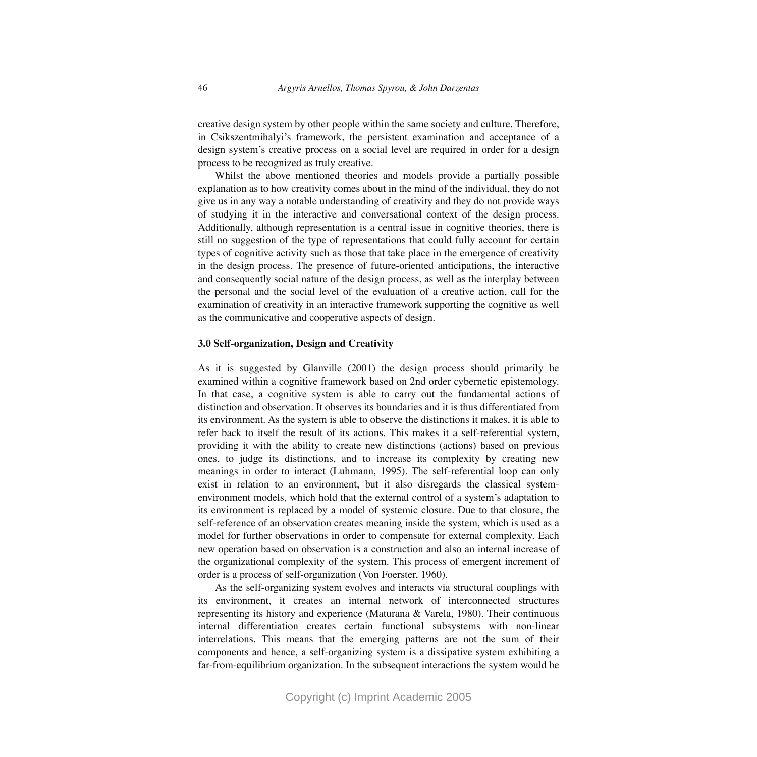creative design system by other people within the same society and culture. Therefore, in Csikszentmihalyi's framework, the persistent examination and acceptance of a design system's creative process on a social level are required in order for a design process to be recognized as truly creative.

Whilst the above mentioned theories and models provide a partially possible explanation as to how creativity comes about in the mind of the individual, they do not give us in any way a notable understanding of creativity and they do not provide ways of studying it in the interactive and conversational context of the design process. Additionally, although representation is a central issue in cognitive theories, there is still no suggestion of the type of representations that could fully account for certain types of cognitive activity such as those that take place in the emergence of creativity in the design process. The presence of future-oriented anticipations, the interactive and consequently social nature of the design process, as well as the interplay between the personal and the social level of the evaluation of a creative action, call for the examination of creativity in an interactive framework supporting the cognitive as well as the communicative and cooperative aspects of design.

### 3.0 Self-organization, Design and Creativity

As it is suggested by Glanville (2001) the design process should primarily be examined within a cognitive framework based on 2nd order cybernetic epistemology. In that case, a cognitive system is able to carry out the fundamental actions of distinction and observation. It observes its boundaries and it is thus differentiated from its environment. As the system is able to observe the distinctions it makes, it is able to refer back to itself the result of its actions. This makes it a self-referential system, providing it with the ability to create new distinctions (actions) based on previous ones, to judge its distinctions, and to increase its complexity by creating new meanings in order to interact (Luhmann, 1995). The self-referential loop can only exist in relation to an environment, but it also disregards the classical system-environment models, which hold that the external control of a system's adaptation to its environment is replaced by a model of systemic closure. Due to that closure, the self-reference of an observation creates meaning inside the system, which is used as a model for further observations in order to compensate for external complexity. Each new operation based on observation is a construction and also an internal increase of the organizational complexity of the system. This process of emergent increment of order is a process of self-organization (Von Foerster, 1960).

As the self-organizing system evolves and interacts via structural couplings with its environment, it creates an internal network of interconnected structures representing its history and experience (Maturana & Varela, 1980). Their continuous internal differentiation creates certain functional subsystems with non-linear interrelations. This means that the emerging patterns are not the sum of their components and hence, a self-organizing system is a dissipative system exhibiting a far-from-equilibrium organization. In the subsequent interactions the system would be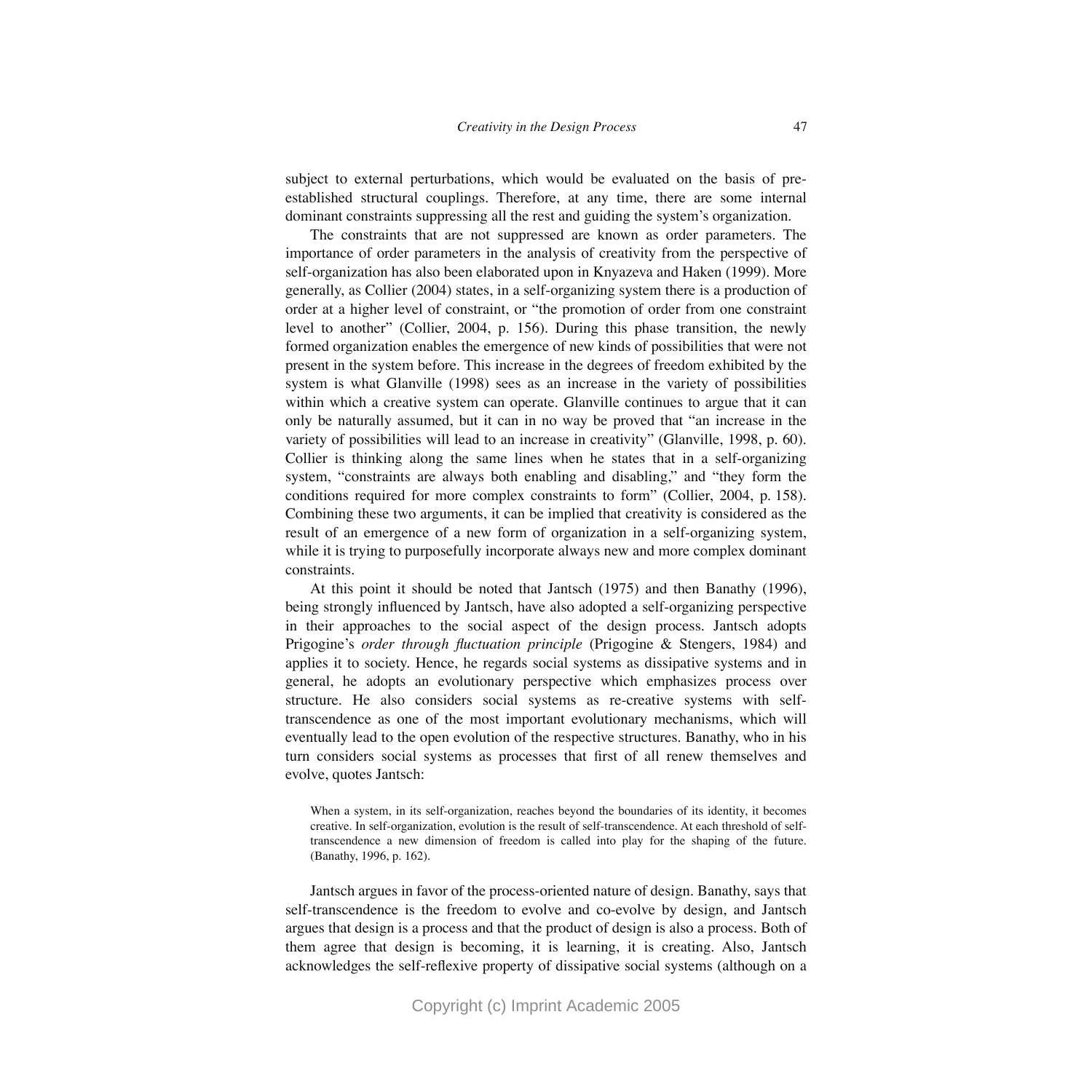subject to external perturbations, which would be evaluated on the basis of pre-established structural couplings. Therefore, at any time, there are some internal dominant constraints suppressing all the rest and guiding the system's organization.

The constraints that are not suppressed are known as order parameters. The importance of order parameters in the analysis of creativity from the perspective of self-organization has also been elaborated upon in Knyazeva and Haken (1999). More generally, as Collier (2004) states, in a self-organizing system there is a production of order at a higher level of constraint, or "the promotion of order from one constraint level to another" (Collier, 2004, p. 156). During this phase transition, the newly formed organization enables the emergence of new kinds of possibilities that were not present in the system before. This increase in the degrees of freedom exhibited by the system is what Glanville (1998) sees as an increase in the variety of possibilities within which a creative system can operate. Glanville continues to argue that it can only be naturally assumed, but it can in no way be proved that "an increase in the variety of possibilities will lead to an increase in creativity" (Glanville, 1998, p. 60). Collier is thinking along the same lines when he states that in a self-organizing system, "constraints are always both enabling and disabling," and "they form the conditions required for more complex constraints to form" (Collier, 2004, p. 158). Combining these two arguments, it can be implied that creativity is considered as the result of an emergence of a new form of organization in a self-organizing system, while it is trying to purposefully incorporate always new and more complex dominant constraints.

At this point it should be noted that Jantsch (1975) and then Banathy (1996), being strongly influenced by Jantsch, have also adopted a self-organizing perspective in their approaches to the social aspect of the design process. Jantsch adopts Prigogine's *order through fluctuation principle* (Prigogine & Stengers, 1984) and applies it to society. Hence, he regards social systems as dissipative systems and in general, he adopts an evolutionary perspective which emphasizes process over structure. He also considers social systems as re-creative systems with self-transcendence as one of the most important evolutionary mechanisms, which will eventually lead to the open evolution of the respective structures. Banathy, who in his turn considers social systems as processes that first of all renew themselves and evolve, quotes Jantsch:

> When a system, in its self-organization, reaches beyond the boundaries of its identity, it becomes creative. In self-organization, evolution is the result of self-transcendence. At each threshold of self-transcendence a new dimension of freedom is called into play for the shaping of the future. (Banathy, 1996, p. 162).

Jantsch argues in favor of the process-oriented nature of design. Banathy, says that self-transcendence is the freedom to evolve and co-evolve by design, and Jantsch argues that design is a process and that the product of design is also a process. Both of them agree that design is becoming, it is learning, it is creating. Also, Jantsch acknowledges the self-reflexive property of dissipative social systems (although on a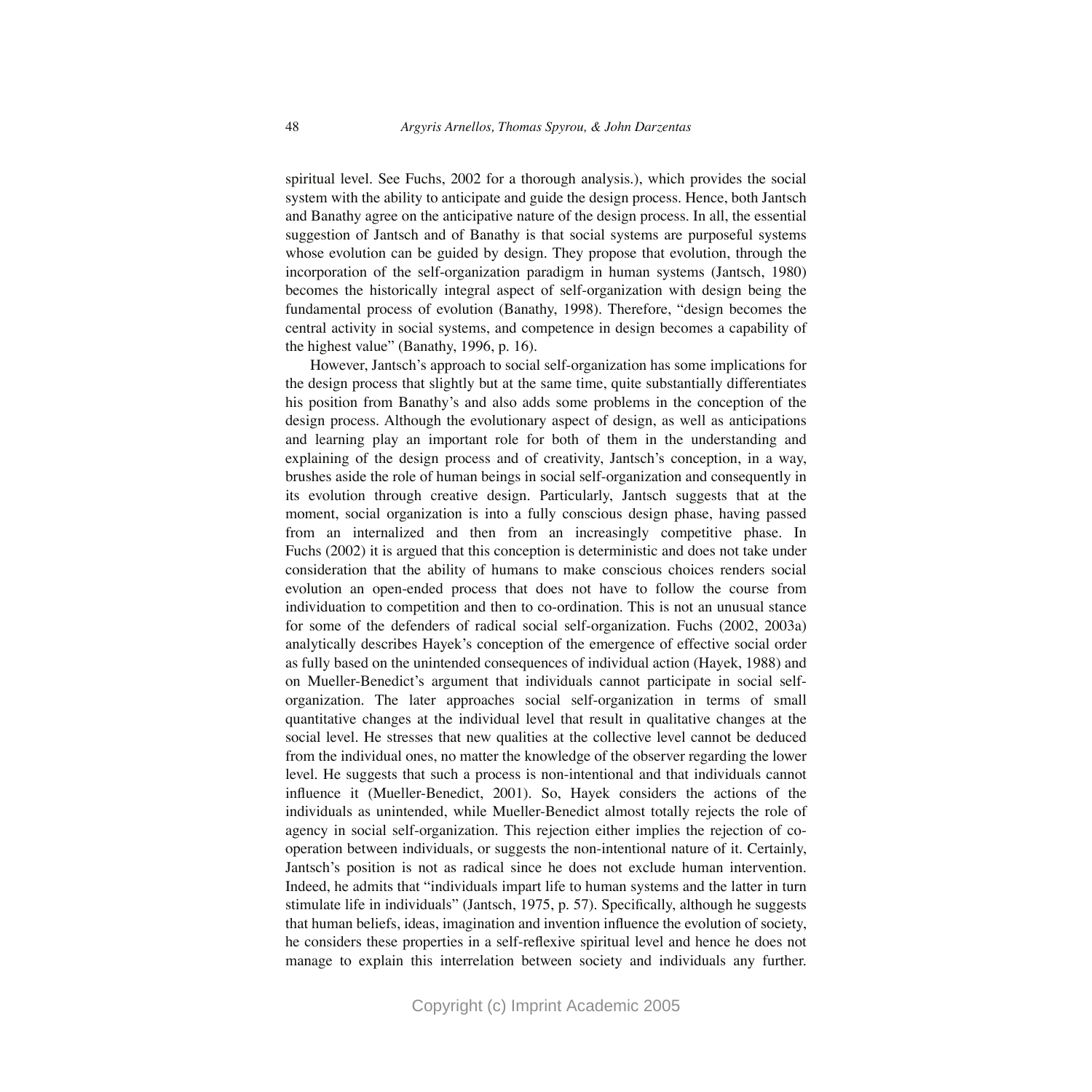spiritual level. See Fuchs, 2002 for a thorough analysis.), which provides the social system with the ability to anticipate and guide the design process. Hence, both Jantsch and Banathy agree on the anticipative nature of the design process. In all, the essential suggestion of Jantsch and of Banathy is that social systems are purposeful systems whose evolution can be guided by design. They propose that evolution, through the incorporation of the self-organization paradigm in human systems (Jantsch, 1980) becomes the historically integral aspect of self-organization with design being the fundamental process of evolution (Banathy, 1998). Therefore, "design becomes the central activity in social systems, and competence in design becomes a capability of the highest value" (Banathy, 1996, p. 16).

However, Jantsch's approach to social self-organization has some implications for the design process that slightly but at the same time, quite substantially differentiates his position from Banathy's and also adds some problems in the conception of the design process. Although the evolutionary aspect of design, as well as anticipations and learning play an important role for both of them in the understanding and explaining of the design process and of creativity, Jantsch's conception, in a way, brushes aside the role of human beings in social self-organization and consequently in its evolution through creative design. Particularly, Jantsch suggests that at the moment, social organization is into a fully conscious design phase, having passed from an internalized and then from an increasingly competitive phase. In Fuchs (2002) it is argued that this conception is deterministic and does not take under consideration that the ability of humans to make conscious choices renders social evolution an open-ended process that does not have to follow the course from individuation to competition and then to co-ordination. This is not an unusual stance for some of the defenders of radical social self-organization. Fuchs (2002, 2003a) analytically describes Hayek's conception of the emergence of effective social order as fully based on the unintended consequences of individual action (Hayek, 1988) and on Mueller-Benedict's argument that individuals cannot participate in social self-organization. The later approaches social self-organization in terms of small quantitative changes at the individual level that result in qualitative changes at the social level. He stresses that new qualities at the collective level cannot be deduced from the individual ones, no matter the knowledge of the observer regarding the lower level. He suggests that such a process is non-intentional and that individuals cannot influence it (Mueller-Benedict, 2001). So, Hayek considers the actions of the individuals as unintended, while Mueller-Benedict almost totally rejects the role of agency in social self-organization. This rejection either implies the rejection of co-operation between individuals, or suggests the non-intentional nature of it. Certainly, Jantsch's position is not as radical since he does not exclude human intervention. Indeed, he admits that "individuals impart life to human systems and the latter in turn stimulate life in individuals" (Jantsch, 1975, p. 57). Specifically, although he suggests that human beliefs, ideas, imagination and invention influence the evolution of society, he considers these properties in a self-reflexive spiritual level and hence he does not manage to explain this interrelation between society and individuals any further.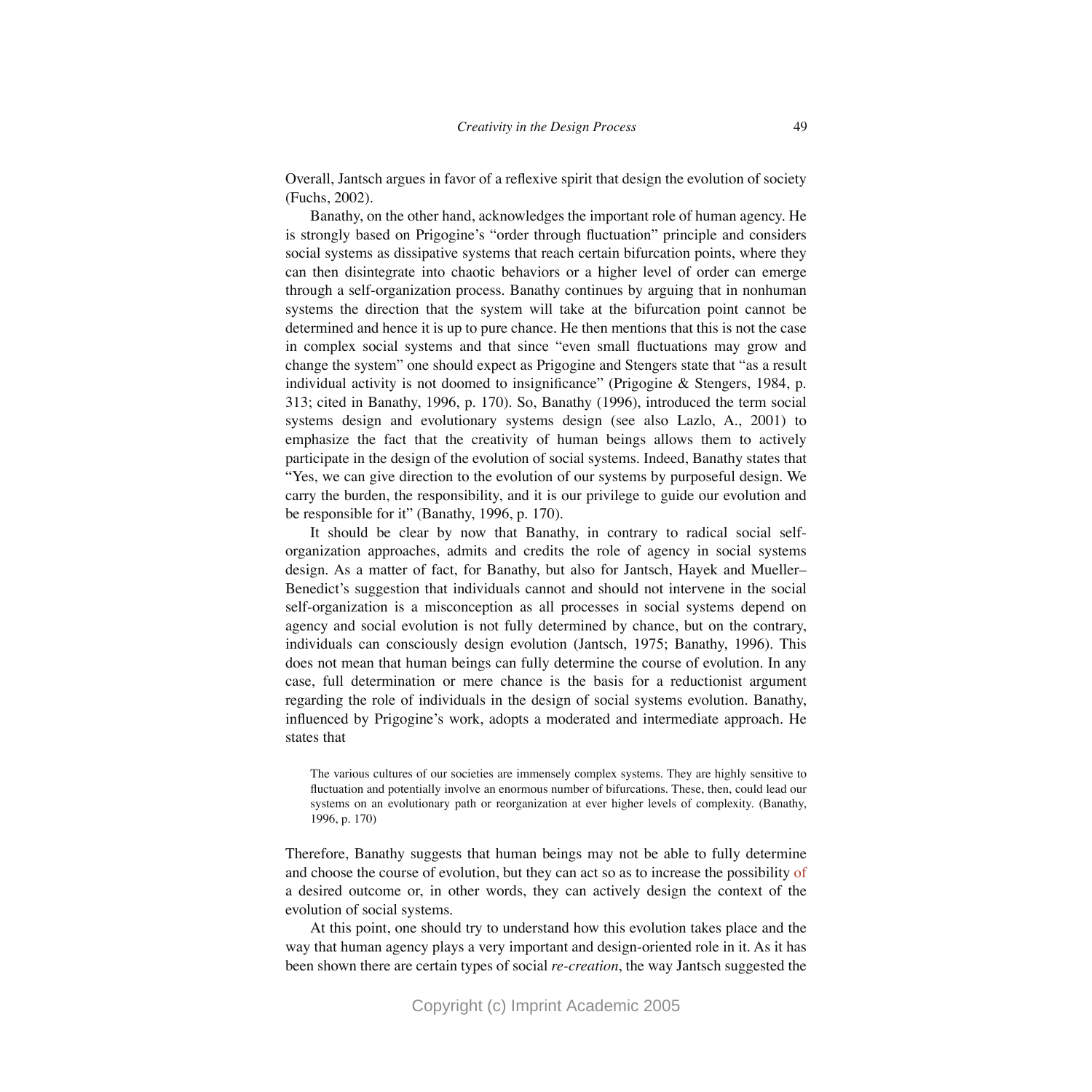Overall, Jantsch argues in favor of a reflexive spirit that design the evolution of society (Fuchs, 2002).

Banathy, on the other hand, acknowledges the important role of human agency. He is strongly based on Prigogine's "order through fluctuation" principle and considers social systems as dissipative systems that reach certain bifurcation points, where they can then disintegrate into chaotic behaviors or a higher level of order can emerge through a self-organization process. Banathy continues by arguing that in nonhuman systems the direction that the system will take at the bifurcation point cannot be determined and hence it is up to pure chance. He then mentions that this is not the case in complex social systems and that since "even small fluctuations may grow and change the system" one should expect as Prigogine and Stengers state that "as a result individual activity is not doomed to insignificance" (Prigogine & Stengers, 1984, p. 313; cited in Banathy, 1996, p. 170). So, Banathy (1996), introduced the term social systems design and evolutionary systems design (see also Lazlo, A., 2001) to emphasize the fact that the creativity of human beings allows them to actively participate in the design of the evolution of social systems. Indeed, Banathy states that "Yes, we can give direction to the evolution of our systems by purposeful design. We carry the burden, the responsibility, and it is our privilege to guide our evolution and be responsible for it" (Banathy, 1996, p. 170).

It should be clear by now that Banathy, in contrary to radical social self-organization approaches, admits and credits the role of agency in social systems design. As a matter of fact, for Banathy, but also for Jantsch, Hayek and Mueller–Benedict's suggestion that individuals cannot and should not intervene in the social self-organization is a misconception as all processes in social systems depend on agency and social evolution is not fully determined by chance, but on the contrary, individuals can consciously design evolution (Jantsch, 1975; Banathy, 1996). This does not mean that human beings can fully determine the course of evolution. In any case, full determination or mere chance is the basis for a reductionist argument regarding the role of individuals in the design of social systems evolution. Banathy, influenced by Prigogine's work, adopts a moderated and intermediate approach. He states that

> The various cultures of our societies are immensely complex systems. They are highly sensitive to fluctuation and potentially involve an enormous number of bifurcations. These, then, could lead our systems on an evolutionary path or reorganization at ever higher levels of complexity. (Banathy, 1996, p. 170)

Therefore, Banathy suggests that human beings may not be able to fully determine and choose the course of evolution, but they can act so as to increase the possibility of a desired outcome or, in other words, they can actively design the context of the evolution of social systems.

At this point, one should try to understand how this evolution takes place and the way that human agency plays a very important and design-oriented role in it. As it has been shown there are certain types of social *re-creation*, the way Jantsch suggested the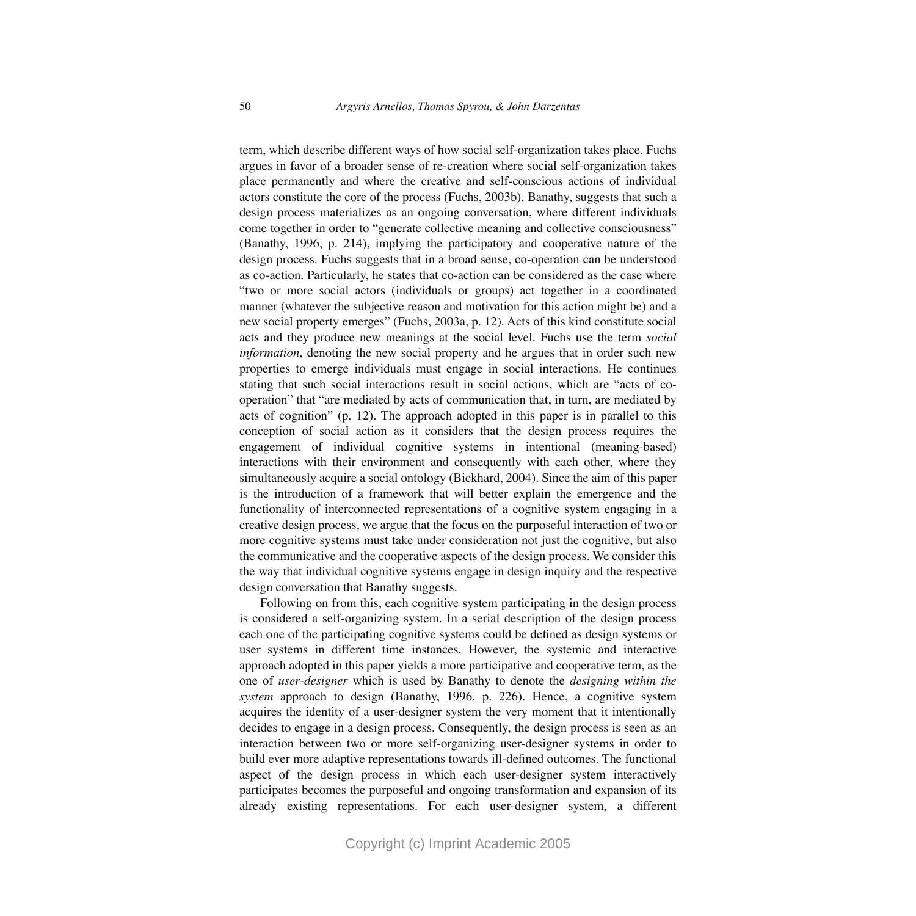term, which describe different ways of how social self-organization takes place. Fuchs argues in favor of a broader sense of re-creation where social self-organization takes place permanently and where the creative and self-conscious actions of individual actors constitute the core of the process (Fuchs, 2003b). Banathy, suggests that such a design process materializes as an ongoing conversation, where different individuals come together in order to "generate collective meaning and collective consciousness" (Banathy, 1996, p. 214), implying the participatory and cooperative nature of the design process. Fuchs suggests that in a broad sense, co-operation can be understood as co-action. Particularly, he states that co-action can be considered as the case where "two or more social actors (individuals or groups) act together in a coordinated manner (whatever the subjective reason and motivation for this action might be) and a new social property emerges" (Fuchs, 2003a, p. 12). Acts of this kind constitute social acts and they produce new meanings at the social level. Fuchs use the term *social information*, denoting the new social property and he argues that in order such new properties to emerge individuals must engage in social interactions. He continues stating that such social interactions result in social actions, which are "acts of co-operation" that "are mediated by acts of communication that, in turn, are mediated by acts of cognition" (p. 12). The approach adopted in this paper is in parallel to this conception of social action as it considers that the design process requires the engagement of individual cognitive systems in intentional (meaning-based) interactions with their environment and consequently with each other, where they simultaneously acquire a social ontology (Bickhard, 2004). Since the aim of this paper is the introduction of a framework that will better explain the emergence and the functionality of interconnected representations of a cognitive system engaging in a creative design process, we argue that the focus on the purposeful interaction of two or more cognitive systems must take under consideration not just the cognitive, but also the communicative and the cooperative aspects of the design process. We consider this the way that individual cognitive systems engage in design inquiry and the respective design conversation that Banathy suggests.

Following on from this, each cognitive system participating in the design process is considered a self-organizing system. In a serial description of the design process each one of the participating cognitive systems could be defined as design systems or user systems in different time instances. However, the systemic and interactive approach adopted in this paper yields a more participative and cooperative term, as the one of *user-designer* which is used by Banathy to denote the *designing within the system* approach to design (Banathy, 1996, p. 226). Hence, a cognitive system acquires the identity of a user-designer system the very moment that it intentionally decides to engage in a design process. Consequently, the design process is seen as an interaction between two or more self-organizing user-designer systems in order to build ever more adaptive representations towards ill-defined outcomes. The functional aspect of the design process in which each user-designer system interactively participates becomes the purposeful and ongoing transformation and expansion of its already existing representations. For each user-designer system, a different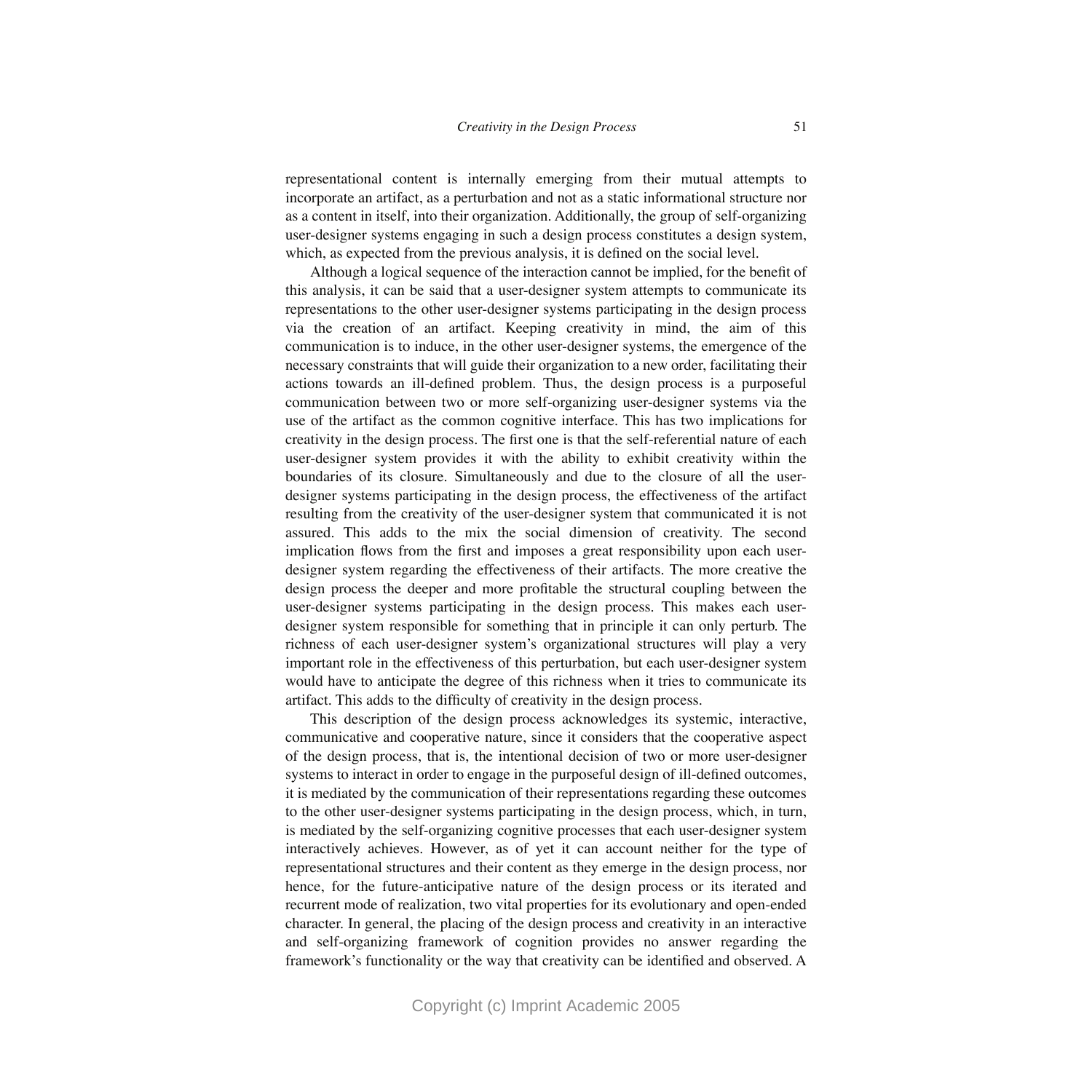representational content is internally emerging from their mutual attempts to incorporate an artifact, as a perturbation and not as a static informational structure nor as a content in itself, into their organization. Additionally, the group of self-organizing user-designer systems engaging in such a design process constitutes a design system, which, as expected from the previous analysis, it is defined on the social level.

Although a logical sequence of the interaction cannot be implied, for the benefit of this analysis, it can be said that a user-designer system attempts to communicate its representations to the other user-designer systems participating in the design process via the creation of an artifact. Keeping creativity in mind, the aim of this communication is to induce, in the other user-designer systems, the emergence of the necessary constraints that will guide their organization to a new order, facilitating their actions towards an ill-defined problem. Thus, the design process is a purposeful communication between two or more self-organizing user-designer systems via the use of the artifact as the common cognitive interface. This has two implications for creativity in the design process. The first one is that the self-referential nature of each user-designer system provides it with the ability to exhibit creativity within the boundaries of its closure. Simultaneously and due to the closure of all the user-designer systems participating in the design process, the effectiveness of the artifact resulting from the creativity of the user-designer system that communicated it is not assured. This adds to the mix the social dimension of creativity. The second implication flows from the first and imposes a great responsibility upon each user-designer system regarding the effectiveness of their artifacts. The more creative the design process the deeper and more profitable the structural coupling between the user-designer systems participating in the design process. This makes each user-designer system responsible for something that in principle it can only perturb. The richness of each user-designer system's organizational structures will play a very important role in the effectiveness of this perturbation, but each user-designer system would have to anticipate the degree of this richness when it tries to communicate its artifact. This adds to the difficulty of creativity in the design process.

This description of the design process acknowledges its systemic, interactive, communicative and cooperative nature, since it considers that the cooperative aspect of the design process, that is, the intentional decision of two or more user-designer systems to interact in order to engage in the purposeful design of ill-defined outcomes, it is mediated by the communication of their representations regarding these outcomes to the other user-designer systems participating in the design process, which, in turn, is mediated by the self-organizing cognitive processes that each user-designer system interactively achieves. However, as of yet it can account neither for the type of representational structures and their content as they emerge in the design process, nor hence, for the future-anticipative nature of the design process or its iterated and recurrent mode of realization, two vital properties for its evolutionary and open-ended character. In general, the placing of the design process and creativity in an interactive and self-organizing framework of cognition provides no answer regarding the framework's functionality or the way that creativity can be identified and observed. A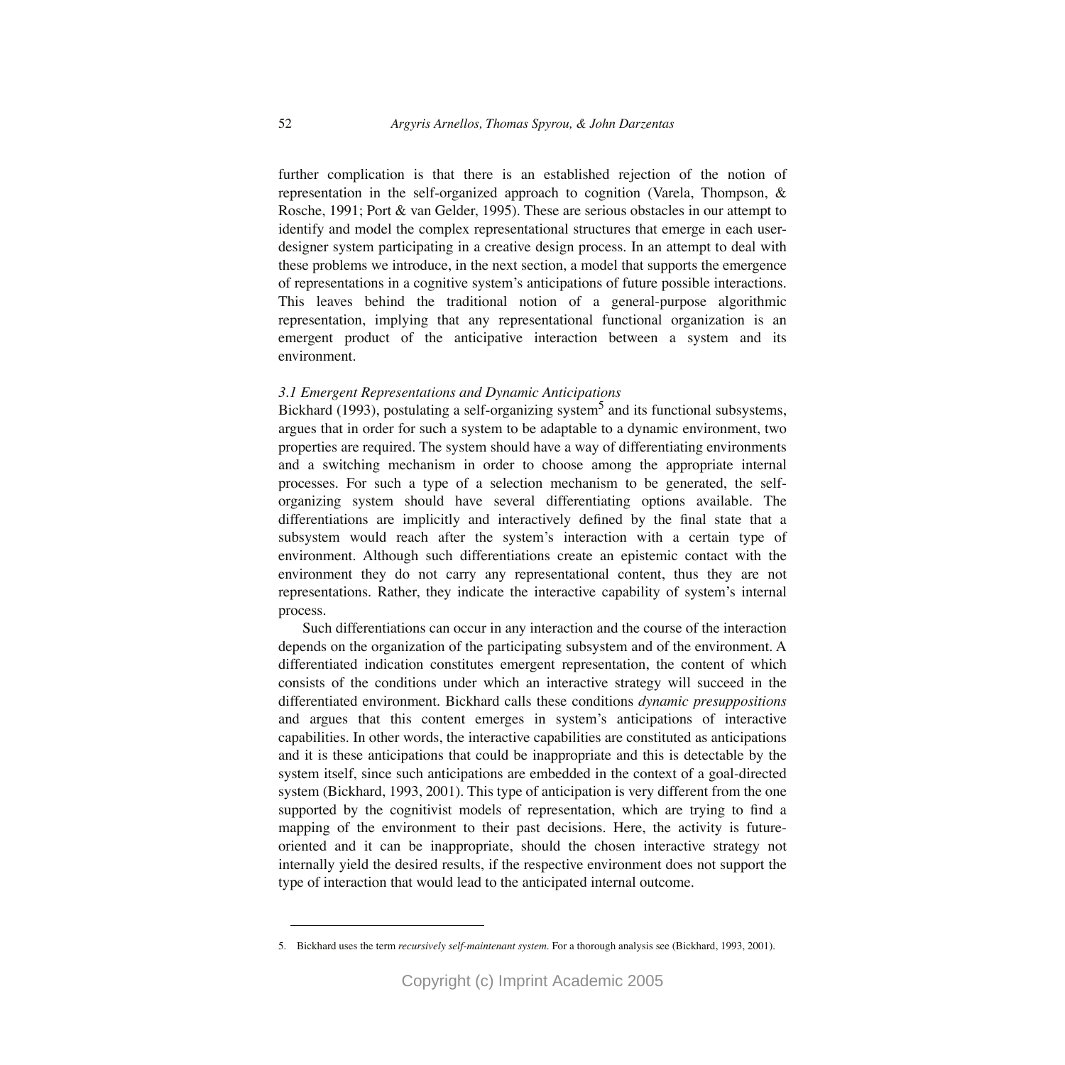further complication is that there is an established rejection of the notion of representation in the self-organized approach to cognition (Varela, Thompson, & Rosche, 1991; Port & van Gelder, 1995). These are serious obstacles in our attempt to identify and model the complex representational structures that emerge in each user-designer system participating in a creative design process. In an attempt to deal with these problems we introduce, in the next section, a model that supports the emergence of representations in a cognitive system's anticipations of future possible interactions. This leaves behind the traditional notion of a general-purpose algorithmic representation, implying that any representational functional organization is an emergent product of the anticipative interaction between a system and its environment.

### *3.1 Emergent Representations and Dynamic Anticipations*

Bickhard (1993), postulating a self-organizing system[5] and its functional subsystems, argues that in order for such a system to be adaptable to a dynamic environment, two properties are required. The system should have a way of differentiating environments and a switching mechanism in order to choose among the appropriate internal processes. For such a type of a selection mechanism to be generated, the self-organizing system should have several differentiating options available. The differentiations are implicitly and interactively defined by the final state that a subsystem would reach after the system's interaction with a certain type of environment. Although such differentiations create an epistemic contact with the environment they do not carry any representational content, thus they are not representations. Rather, they indicate the interactive capability of system's internal process.

Such differentiations can occur in any interaction and the course of the interaction depends on the organization of the participating subsystem and of the environment. A differentiated indication constitutes emergent representation, the content of which consists of the conditions under which an interactive strategy will succeed in the differentiated environment. Bickhard calls these conditions *dynamic presuppositions* and argues that this content emerges in system's anticipations of interactive capabilities. In other words, the interactive capabilities are constituted as anticipations and it is these anticipations that could be inappropriate and this is detectable by the system itself, since such anticipations are embedded in the context of a goal-directed system (Bickhard, 1993, 2001). This type of anticipation is very different from the one supported by the cognitivist models of representation, which are trying to find a mapping of the environment to their past decisions. Here, the activity is future-oriented and it can be inappropriate, should the chosen interactive strategy not internally yield the desired results, if the respective environment does not support the type of interaction that would lead to the anticipated internal outcome.

---

5. Bickhard uses the term *recursively self-maintenant system*. For a thorough analysis see (Bickhard, 1993, 2001).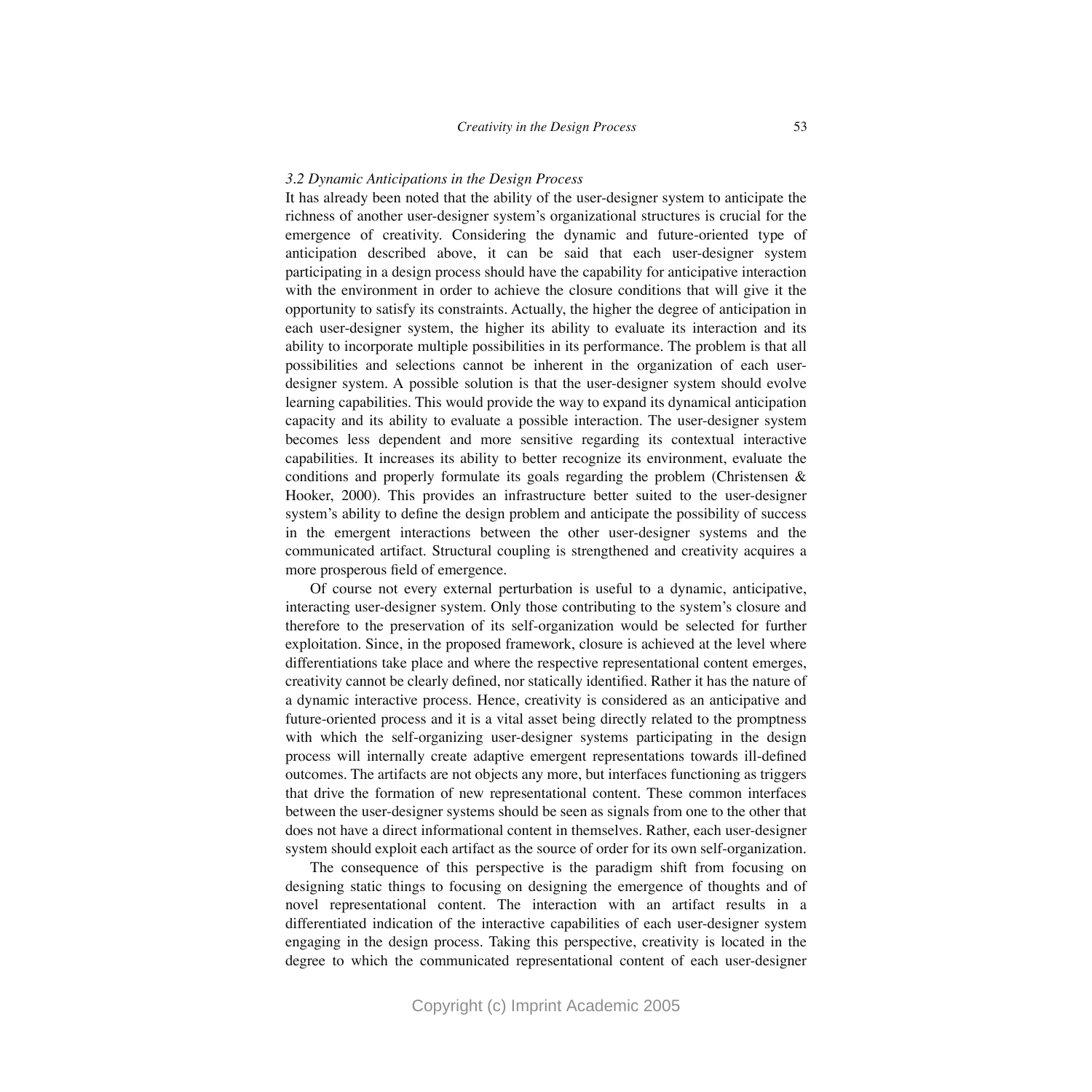### *3.2 Dynamic Anticipations in the Design Process*

It has already been noted that the ability of the user-designer system to anticipate the richness of another user-designer system's organizational structures is crucial for the emergence of creativity. Considering the dynamic and future-oriented type of anticipation described above, it can be said that each user-designer system participating in a design process should have the capability for anticipative interaction with the environment in order to achieve the closure conditions that will give it the opportunity to satisfy its constraints. Actually, the higher the degree of anticipation in each user-designer system, the higher its ability to evaluate its interaction and its ability to incorporate multiple possibilities in its performance. The problem is that all possibilities and selections cannot be inherent in the organization of each user-designer system. A possible solution is that the user-designer system should evolve learning capabilities. This would provide the way to expand its dynamical anticipation capacity and its ability to evaluate a possible interaction. The user-designer system becomes less dependent and more sensitive regarding its contextual interactive capabilities. It increases its ability to better recognize its environment, evaluate the conditions and properly formulate its goals regarding the problem (Christensen & Hooker, 2000). This provides an infrastructure better suited to the user-designer system's ability to define the design problem and anticipate the possibility of success in the emergent interactions between the other user-designer systems and the communicated artifact. Structural coupling is strengthened and creativity acquires a more prosperous field of emergence.

Of course not every external perturbation is useful to a dynamic, anticipative, interacting user-designer system. Only those contributing to the system's closure and therefore to the preservation of its self-organization would be selected for further exploitation. Since, in the proposed framework, closure is achieved at the level where differentiations take place and where the respective representational content emerges, creativity cannot be clearly defined, nor statically identified. Rather it has the nature of a dynamic interactive process. Hence, creativity is considered as an anticipative and future-oriented process and it is a vital asset being directly related to the promptness with which the self-organizing user-designer systems participating in the design process will internally create adaptive emergent representations towards ill-defined outcomes. The artifacts are not objects any more, but interfaces functioning as triggers that drive the formation of new representational content. These common interfaces between the user-designer systems should be seen as signals from one to the other that does not have a direct informational content in themselves. Rather, each user-designer system should exploit each artifact as the source of order for its own self-organization.

The consequence of this perspective is the paradigm shift from focusing on designing static things to focusing on designing the emergence of thoughts and of novel representational content. The interaction with an artifact results in a differentiated indication of the interactive capabilities of each user-designer system engaging in the design process. Taking this perspective, creativity is located in the degree to which the communicated representational content of each user-designer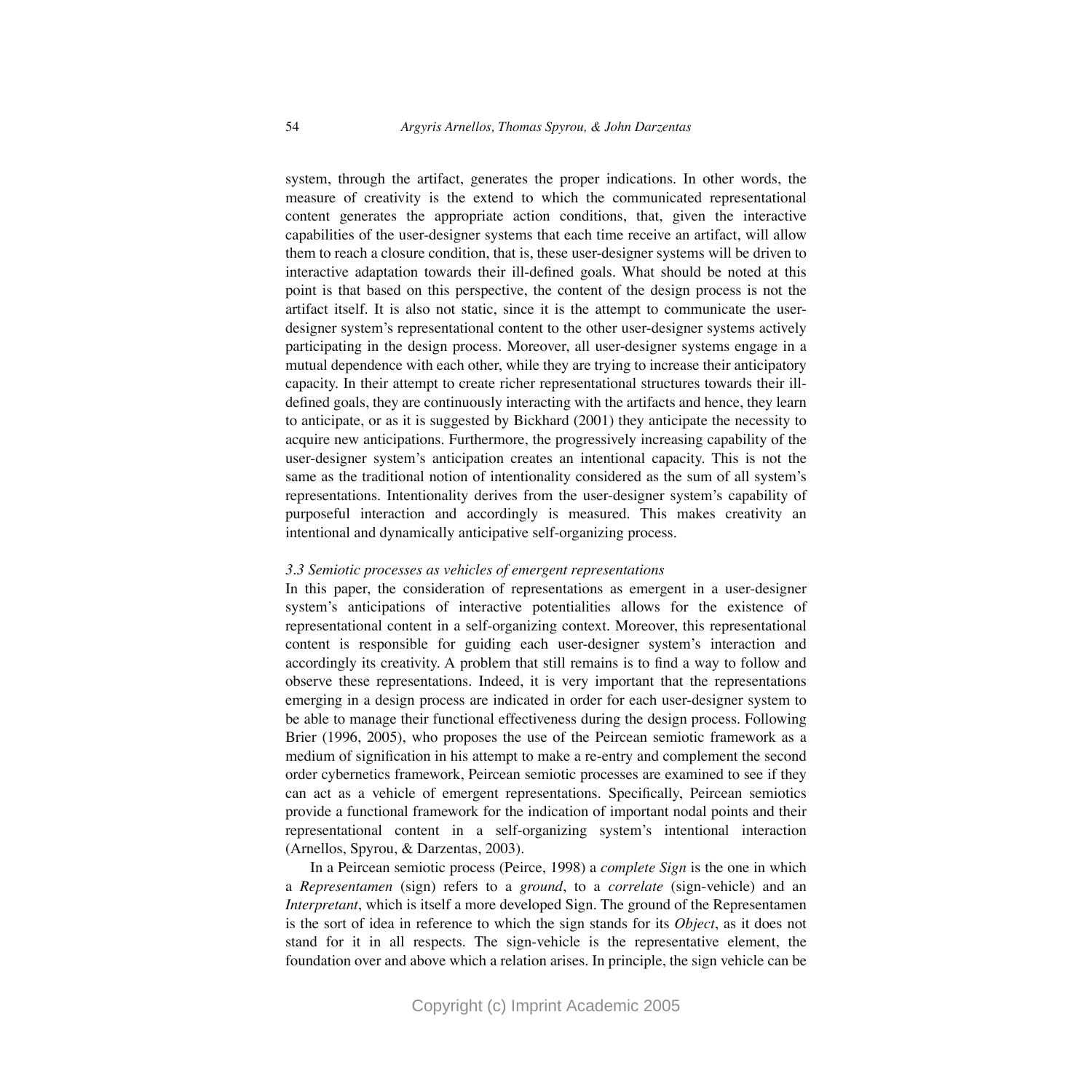system, through the artifact, generates the proper indications. In other words, the measure of creativity is the extend to which the communicated representational content generates the appropriate action conditions, that, given the interactive capabilities of the user-designer systems that each time receive an artifact, will allow them to reach a closure condition, that is, these user-designer systems will be driven to interactive adaptation towards their ill-defined goals. What should be noted at this point is that based on this perspective, the content of the design process is not the artifact itself. It is also not static, since it is the attempt to communicate the user-designer system's representational content to the other user-designer systems actively participating in the design process. Moreover, all user-designer systems engage in a mutual dependence with each other, while they are trying to increase their anticipatory capacity. In their attempt to create richer representational structures towards their ill-defined goals, they are continuously interacting with the artifacts and hence, they learn to anticipate, or as it is suggested by Bickhard (2001) they anticipate the necessity to acquire new anticipations. Furthermore, the progressively increasing capability of the user-designer system's anticipation creates an intentional capacity. This is not the same as the traditional notion of intentionality considered as the sum of all system's representations. Intentionality derives from the user-designer system's capability of purposeful interaction and accordingly is measured. This makes creativity an intentional and dynamically anticipative self-organizing process.

### *3.3 Semiotic processes as vehicles of emergent representations*

In this paper, the consideration of representations as emergent in a user-designer system's anticipations of interactive potentialities allows for the existence of representational content in a self-organizing context. Moreover, this representational content is responsible for guiding each user-designer system's interaction and accordingly its creativity. A problem that still remains is to find a way to follow and observe these representations. Indeed, it is very important that the representations emerging in a design process are indicated in order for each user-designer system to be able to manage their functional effectiveness during the design process. Following Brier (1996, 2005), who proposes the use of the Peircean semiotic framework as a medium of signification in his attempt to make a re-entry and complement the second order cybernetics framework, Peircean semiotic processes are examined to see if they can act as a vehicle of emergent representations. Specifically, Peircean semiotics provide a functional framework for the indication of important nodal points and their representational content in a self-organizing system's intentional interaction (Arnellos, Spyrou, & Darzentas, 2003).

In a Peircean semiotic process (Peirce, 1998) a *complete Sign* is the one in which a *Representamen* (sign) refers to a *ground*, to a *correlate* (sign-vehicle) and an *Interpretant*, which is itself a more developed Sign. The ground of the Representamen is the sort of idea in reference to which the sign stands for its *Object*, as it does not stand for it in all respects. The sign-vehicle is the representative element, the foundation over and above which a relation arises. In principle, the sign vehicle can be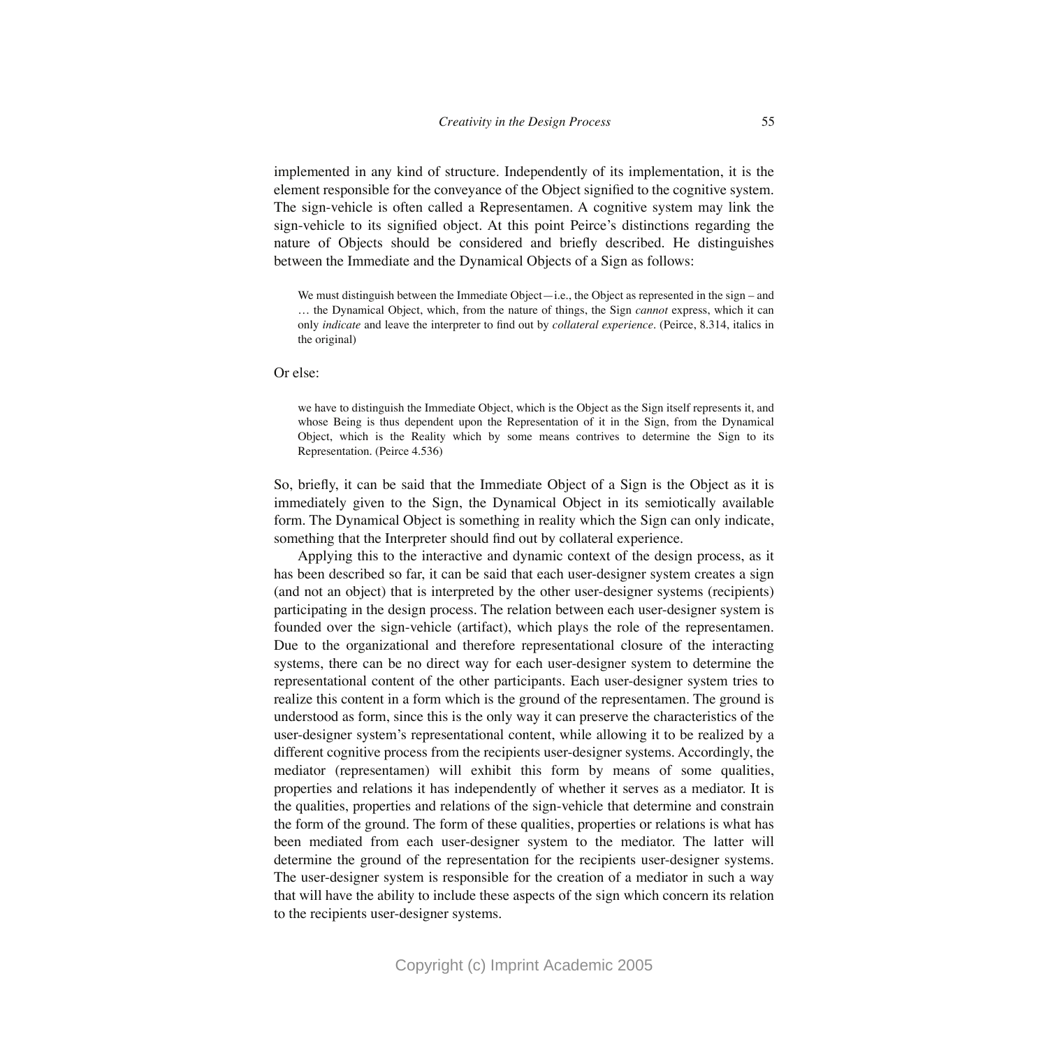implemented in any kind of structure. Independently of its implementation, it is the element responsible for the conveyance of the Object signified to the cognitive system. The sign-vehicle is often called a Representamen. A cognitive system may link the sign-vehicle to its signified object. At this point Peirce's distinctions regarding the nature of Objects should be considered and briefly described. He distinguishes between the Immediate and the Dynamical Objects of a Sign as follows:

> We must distinguish between the Immediate Object—i.e., the Object as represented in the sign – and … the Dynamical Object, which, from the nature of things, the Sign *cannot* express, which it can only *indicate* and leave the interpreter to find out by *collateral experience*. (Peirce, 8.314, italics in the original)

Or else:

> we have to distinguish the Immediate Object, which is the Object as the Sign itself represents it, and whose Being is thus dependent upon the Representation of it in the Sign, from the Dynamical Object, which is the Reality which by some means contrives to determine the Sign to its Representation. (Peirce 4.536)

So, briefly, it can be said that the Immediate Object of a Sign is the Object as it is immediately given to the Sign, the Dynamical Object in its semiotically available form. The Dynamical Object is something in reality which the Sign can only indicate, something that the Interpreter should find out by collateral experience.

Applying this to the interactive and dynamic context of the design process, as it has been described so far, it can be said that each user-designer system creates a sign (and not an object) that is interpreted by the other user-designer systems (recipients) participating in the design process. The relation between each user-designer system is founded over the sign-vehicle (artifact), which plays the role of the representamen. Due to the organizational and therefore representational closure of the interacting systems, there can be no direct way for each user-designer system to determine the representational content of the other participants. Each user-designer system tries to realize this content in a form which is the ground of the representamen. The ground is understood as form, since this is the only way it can preserve the characteristics of the user-designer system's representational content, while allowing it to be realized by a different cognitive process from the recipients user-designer systems. Accordingly, the mediator (representamen) will exhibit this form by means of some qualities, properties and relations it has independently of whether it serves as a mediator. It is the qualities, properties and relations of the sign-vehicle that determine and constrain the form of the ground. The form of these qualities, properties or relations is what has been mediated from each user-designer system to the mediator. The latter will determine the ground of the representation for the recipients user-designer systems. The user-designer system is responsible for the creation of a mediator in such a way that will have the ability to include these aspects of the sign which concern its relation to the recipients user-designer systems.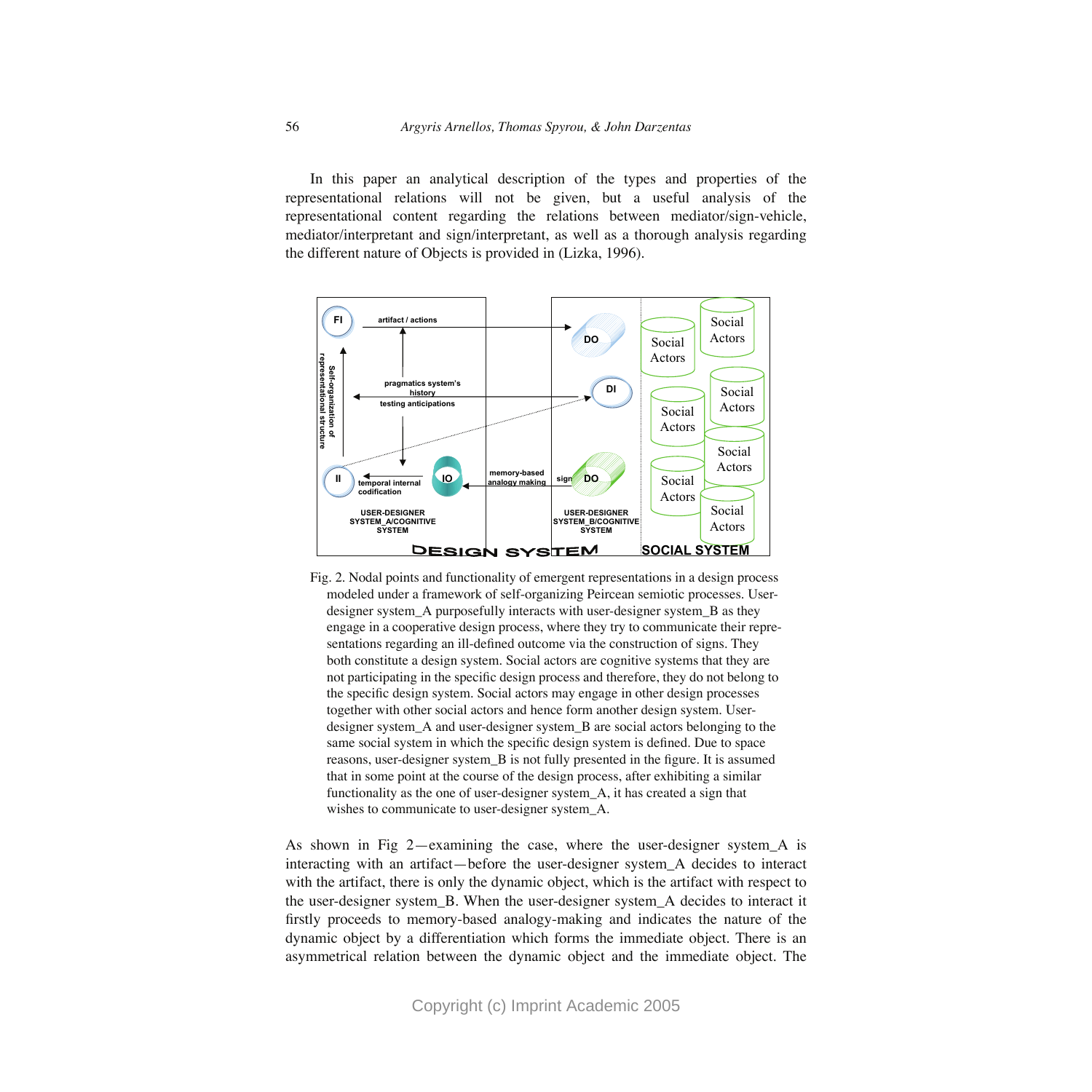In this paper an analytical description of the types and properties of the representational relations will not be given, but a useful analysis of the representational content regarding the relations between mediator/sign-vehicle, mediator/interpretant and sign/interpretant, as well as a thorough analysis regarding the different nature of Objects is provided in (Lizka, 1996).

Fig. 2. Nodal points and functionality of emergent representations in a design process modeled under a framework of self-organizing Peircean semiotic processes. User-designer system_A purposefully interacts with user-designer system_B as they engage in a cooperative design process, where they try to communicate their representations regarding an ill-defined outcome via the construction of signs. They both constitute a design system. Social actors are cognitive systems that they are not participating in the specific design process and therefore, they do not belong to the specific design system. Social actors may engage in other design processes together with other social actors and hence form another design system. User-designer system_A and user-designer system_B are social actors belonging to the same social system in which the specific design system is defined. Due to space reasons, user-designer system_B is not fully presented in the figure. It is assumed that in some point at the course of the design process, after exhibiting a similar functionality as the one of user-designer system_A, it has created a sign that wishes to communicate to user-designer system_A.

As shown in Fig 2—examining the case, where the user-designer system_A is interacting with an artifact—before the user-designer system_A decides to interact with the artifact, there is only the dynamic object, which is the artifact with respect to the user-designer system_B. When the user-designer system_A decides to interact it firstly proceeds to memory-based analogy-making and indicates the nature of the dynamic object by a differentiation which forms the immediate object. There is an asymmetrical relation between the dynamic object and the immediate object. The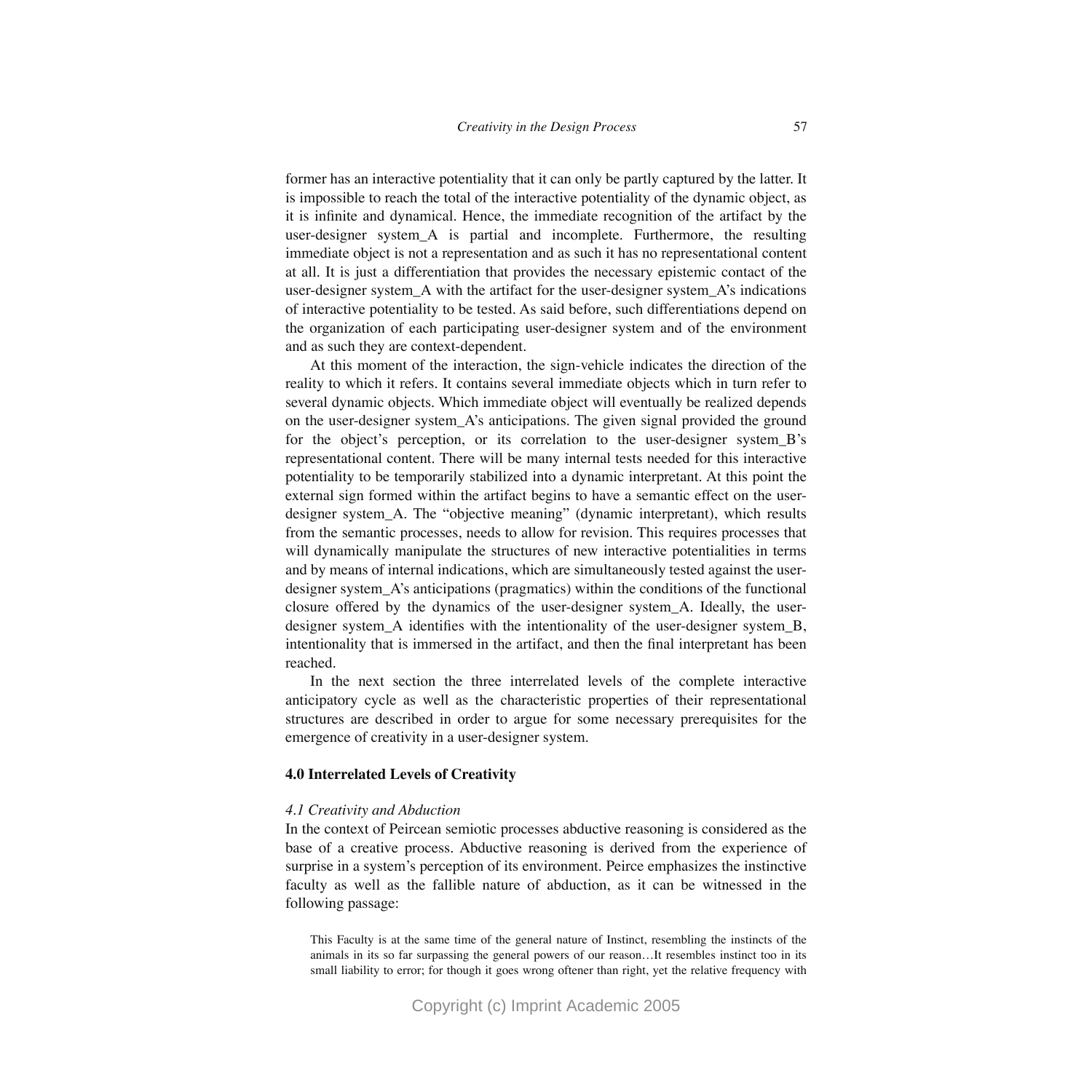former has an interactive potentiality that it can only be partly captured by the latter. It is impossible to reach the total of the interactive potentiality of the dynamic object, as it is infinite and dynamical. Hence, the immediate recognition of the artifact by the user-designer system_A is partial and incomplete. Furthermore, the resulting immediate object is not a representation and as such it has no representational content at all. It is just a differentiation that provides the necessary epistemic contact of the user-designer system_A with the artifact for the user-designer system_A's indications of interactive potentiality to be tested. As said before, such differentiations depend on the organization of each participating user-designer system and of the environment and as such they are context-dependent.

At this moment of the interaction, the sign-vehicle indicates the direction of the reality to which it refers. It contains several immediate objects which in turn refer to several dynamic objects. Which immediate object will eventually be realized depends on the user-designer system_A's anticipations. The given signal provided the ground for the object's perception, or its correlation to the user-designer system_B's representational content. There will be many internal tests needed for this interactive potentiality to be temporarily stabilized into a dynamic interpretant. At this point the external sign formed within the artifact begins to have a semantic effect on the user-designer system_A. The "objective meaning" (dynamic interpretant), which results from the semantic processes, needs to allow for revision. This requires processes that will dynamically manipulate the structures of new interactive potentialities in terms and by means of internal indications, which are simultaneously tested against the user-designer system_A's anticipations (pragmatics) within the conditions of the functional closure offered by the dynamics of the user-designer system_A. Ideally, the user-designer system_A identifies with the intentionality of the user-designer system_B, intentionality that is immersed in the artifact, and then the final interpretant has been reached.

In the next section the three interrelated levels of the complete interactive anticipatory cycle as well as the characteristic properties of their representational structures are described in order to argue for some necessary prerequisites for the emergence of creativity in a user-designer system.

## 4.0 Interrelated Levels of Creativity

### *4.1 Creativity and Abduction*

In the context of Peircean semiotic processes abductive reasoning is considered as the base of a creative process. Abductive reasoning is derived from the experience of surprise in a system's perception of its environment. Peirce emphasizes the instinctive faculty as well as the fallible nature of abduction, as it can be witnessed in the following passage:

> This Faculty is at the same time of the general nature of Instinct, resembling the instincts of the animals in its so far surpassing the general powers of our reason…It resembles instinct too in its small liability to error; for though it goes wrong oftener than right, yet the relative frequency with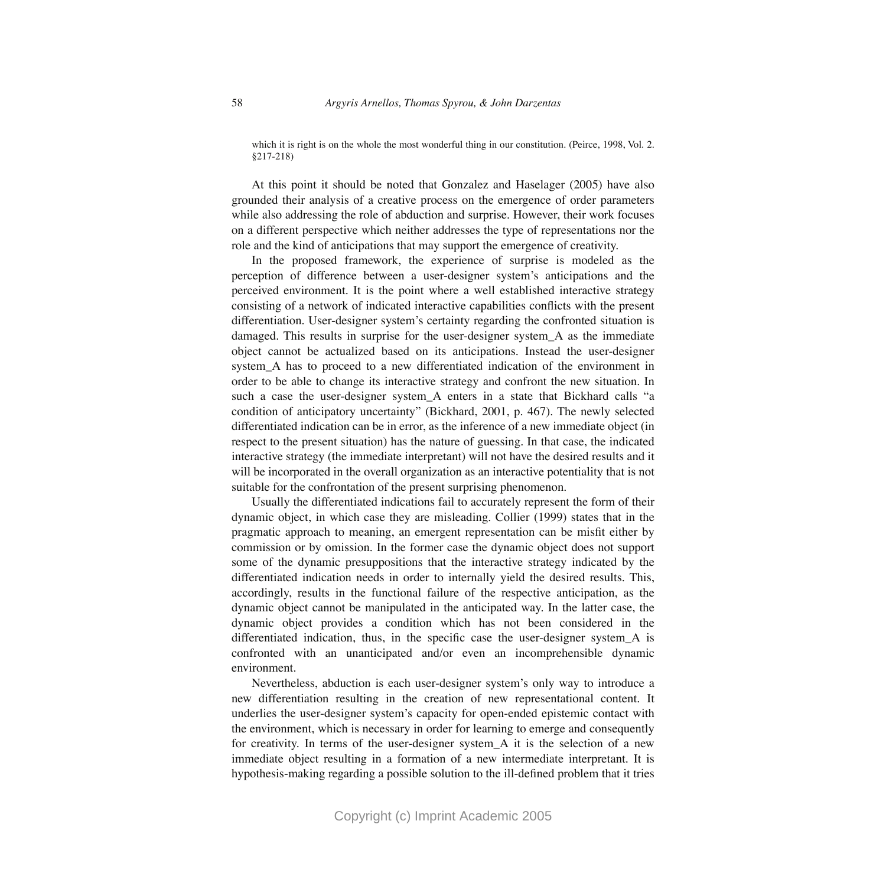> which it is right is on the whole the most wonderful thing in our constitution. (Peirce, 1998, Vol. 2. §217-218)

At this point it should be noted that Gonzalez and Haselager (2005) have also grounded their analysis of a creative process on the emergence of order parameters while also addressing the role of abduction and surprise. However, their work focuses on a different perspective which neither addresses the type of representations nor the role and the kind of anticipations that may support the emergence of creativity.

In the proposed framework, the experience of surprise is modeled as the perception of difference between a user-designer system's anticipations and the perceived environment. It is the point where a well established interactive strategy consisting of a network of indicated interactive capabilities conflicts with the present differentiation. User-designer system's certainty regarding the confronted situation is damaged. This results in surprise for the user-designer system_A as the immediate object cannot be actualized based on its anticipations. Instead the user-designer system_A has to proceed to a new differentiated indication of the environment in order to be able to change its interactive strategy and confront the new situation. In such a case the user-designer system_A enters in a state that Bickhard calls "a condition of anticipatory uncertainty" (Bickhard, 2001, p. 467). The newly selected differentiated indication can be in error, as the inference of a new immediate object (in respect to the present situation) has the nature of guessing. In that case, the indicated interactive strategy (the immediate interpretant) will not have the desired results and it will be incorporated in the overall organization as an interactive potentiality that is not suitable for the confrontation of the present surprising phenomenon.

Usually the differentiated indications fail to accurately represent the form of their dynamic object, in which case they are misleading. Collier (1999) states that in the pragmatic approach to meaning, an emergent representation can be misfit either by commission or by omission. In the former case the dynamic object does not support some of the dynamic presuppositions that the interactive strategy indicated by the differentiated indication needs in order to internally yield the desired results. This, accordingly, results in the functional failure of the respective anticipation, as the dynamic object cannot be manipulated in the anticipated way. In the latter case, the dynamic object provides a condition which has not been considered in the differentiated indication, thus, in the specific case the user-designer system_A is confronted with an unanticipated and/or even an incomprehensible dynamic environment.

Nevertheless, abduction is each user-designer system's only way to introduce a new differentiation resulting in the creation of new representational content. It underlies the user-designer system's capacity for open-ended epistemic contact with the environment, which is necessary in order for learning to emerge and consequently for creativity. In terms of the user-designer system_A it is the selection of a new immediate object resulting in a formation of a new intermediate interpretant. It is hypothesis-making regarding a possible solution to the ill-defined problem that it tries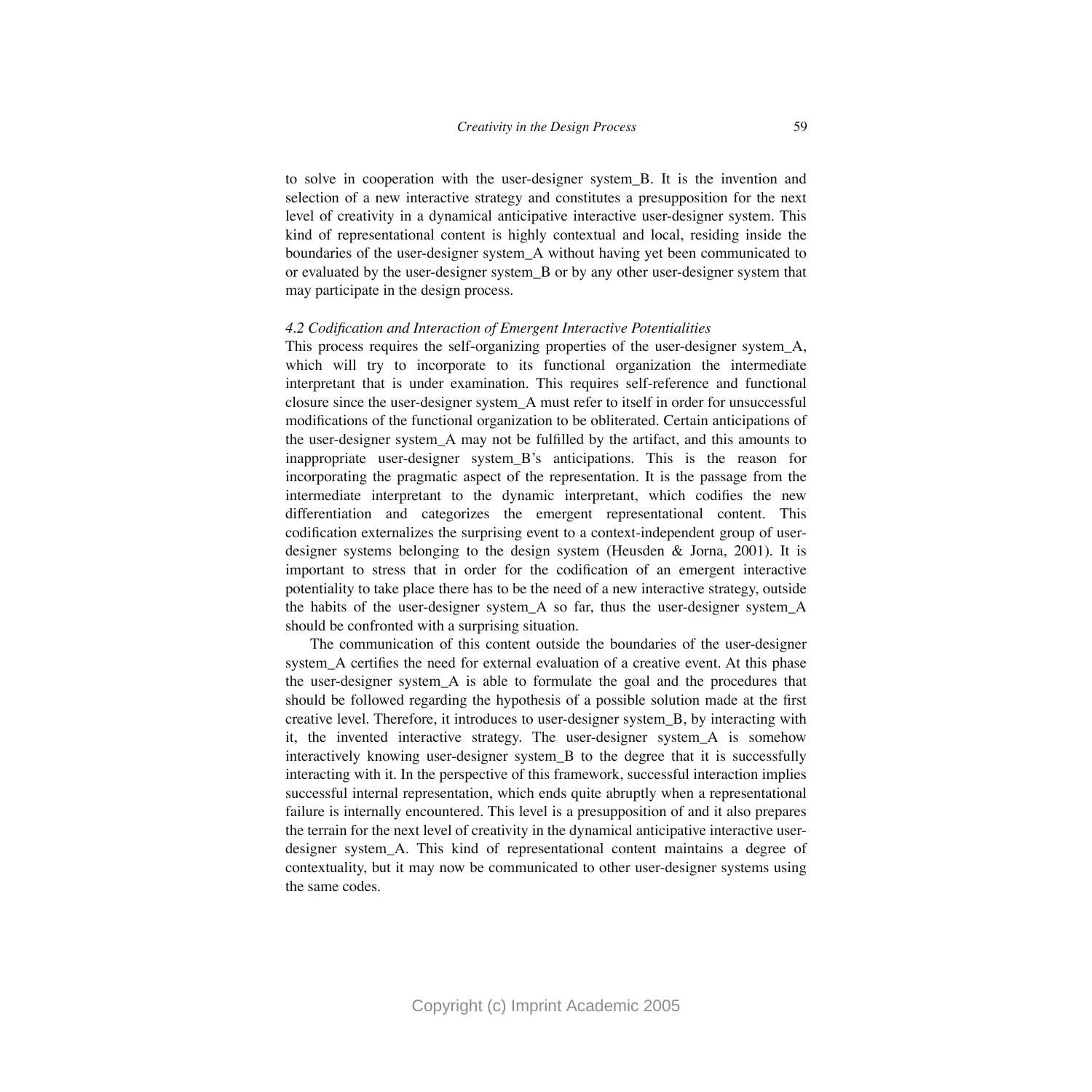to solve in cooperation with the user-designer system_B. It is the invention and selection of a new interactive strategy and constitutes a presupposition for the next level of creativity in a dynamical anticipative interactive user-designer system. This kind of representational content is highly contextual and local, residing inside the boundaries of the user-designer system_A without having yet been communicated to or evaluated by the user-designer system_B or by any other user-designer system that may participate in the design process.

### *4.2 Codification and Interaction of Emergent Interactive Potentialities*

This process requires the self-organizing properties of the user-designer system_A, which will try to incorporate to its functional organization the intermediate interpretant that is under examination. This requires self-reference and functional closure since the user-designer system_A must refer to itself in order for unsuccessful modifications of the functional organization to be obliterated. Certain anticipations of the user-designer system_A may not be fulfilled by the artifact, and this amounts to inappropriate user-designer system_B's anticipations. This is the reason for incorporating the pragmatic aspect of the representation. It is the passage from the intermediate interpretant to the dynamic interpretant, which codifies the new differentiation and categorizes the emergent representational content. This codification externalizes the surprising event to a context-independent group of user-designer systems belonging to the design system (Heusden & Jorna, 2001). It is important to stress that in order for the codification of an emergent interactive potentiality to take place there has to be the need of a new interactive strategy, outside the habits of the user-designer system_A so far, thus the user-designer system_A should be confronted with a surprising situation.

The communication of this content outside the boundaries of the user-designer system_A certifies the need for external evaluation of a creative event. At this phase the user-designer system_A is able to formulate the goal and the procedures that should be followed regarding the hypothesis of a possible solution made at the first creative level. Therefore, it introduces to user-designer system_B, by interacting with it, the invented interactive strategy. The user-designer system_A is somehow interactively knowing user-designer system_B to the degree that it is successfully interacting with it. In the perspective of this framework, successful interaction implies successful internal representation, which ends quite abruptly when a representational failure is internally encountered. This level is a presupposition of and it also prepares the terrain for the next level of creativity in the dynamical anticipative interactive user-designer system_A. This kind of representational content maintains a degree of contextuality, but it may now be communicated to other user-designer systems using the same codes.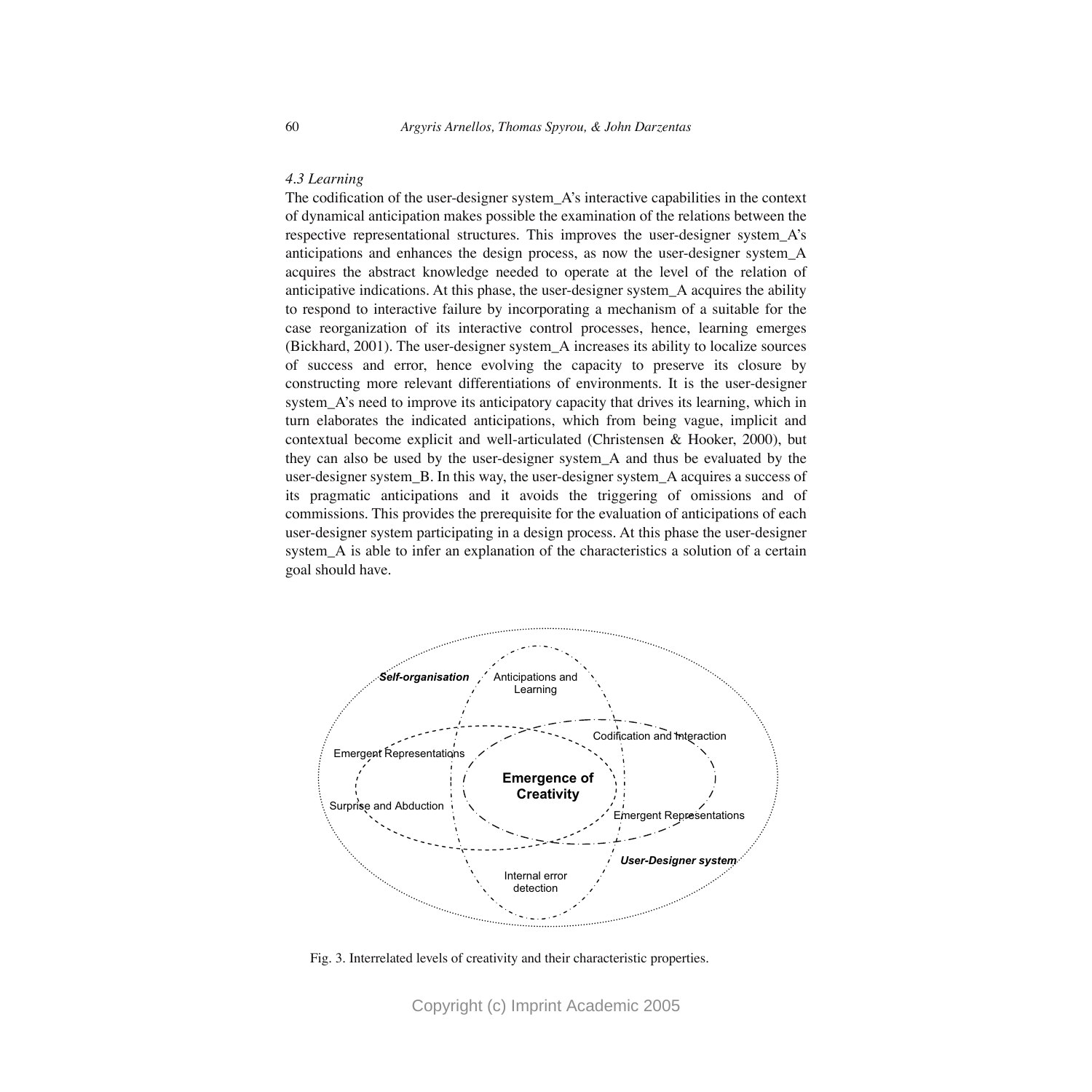*4.3 Learning*

The codification of the user-designer system_A's interactive capabilities in the context of dynamical anticipation makes possible the examination of the relations between the respective representational structures. This improves the user-designer system_A's anticipations and enhances the design process, as now the user-designer system_A acquires the abstract knowledge needed to operate at the level of the relation of anticipative indications. At this phase, the user-designer system_A acquires the ability to respond to interactive failure by incorporating a mechanism of a suitable for the case reorganization of its interactive control processes, hence, learning emerges (Bickhard, 2001). The user-designer system_A increases its ability to localize sources of success and error, hence evolving the capacity to preserve its closure by constructing more relevant differentiations of environments. It is the user-designer system_A's need to improve its anticipatory capacity that drives its learning, which in turn elaborates the indicated anticipations, which from being vague, implicit and contextual become explicit and well-articulated (Christensen & Hooker, 2000), but they can also be used by the user-designer system_A and thus be evaluated by the user-designer system_B. In this way, the user-designer system_A acquires a success of its pragmatic anticipations and it avoids the triggering of omissions and of commissions. This provides the prerequisite for the evaluation of anticipations of each user-designer system participating in a design process. At this phase the user-designer system_A is able to infer an explanation of the characteristics a solution of a certain goal should have.

Fig. 3. Interrelated levels of creativity and their characteristic properties.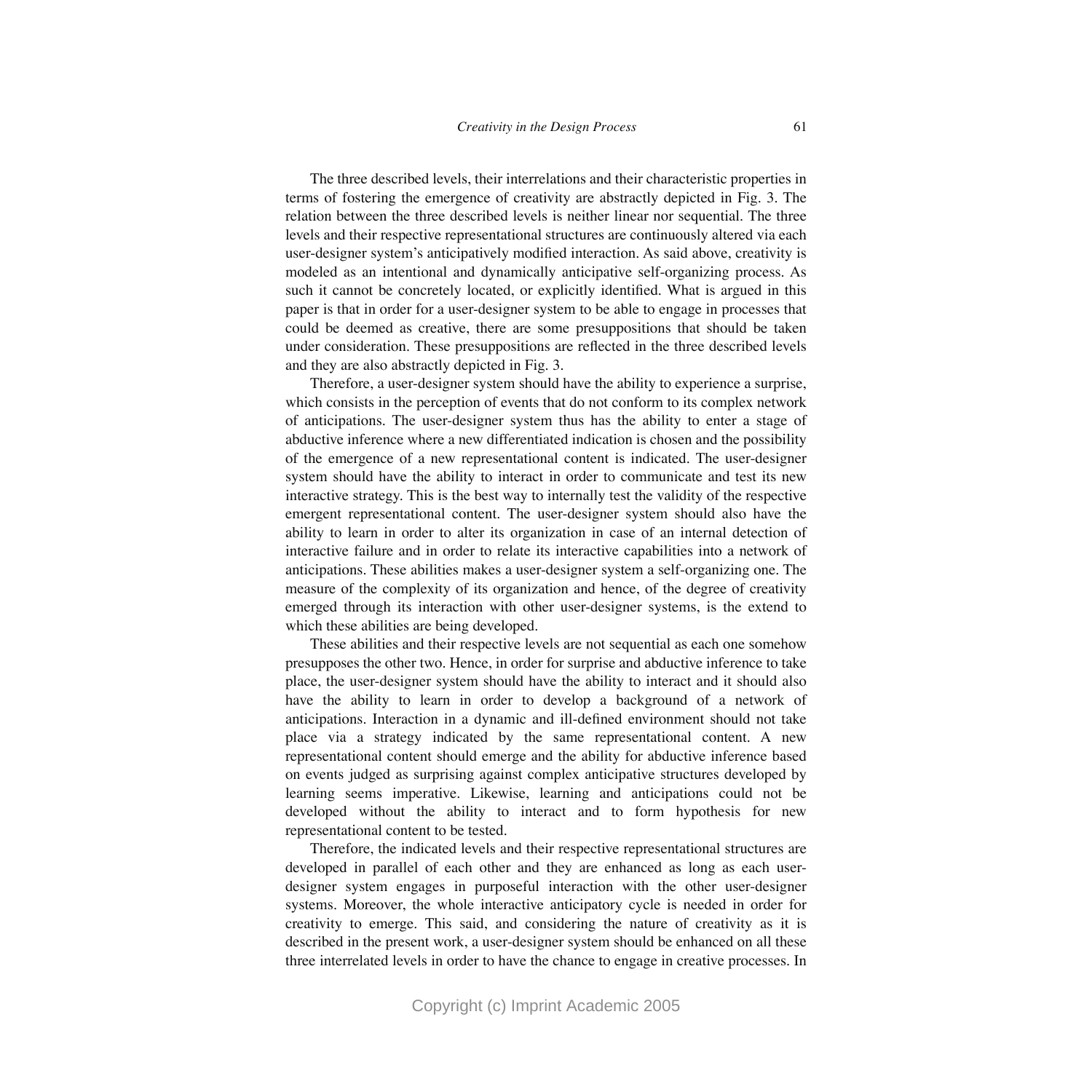The three described levels, their interrelations and their characteristic properties in terms of fostering the emergence of creativity are abstractly depicted in Fig. 3. The relation between the three described levels is neither linear nor sequential. The three levels and their respective representational structures are continuously altered via each user-designer system's anticipatively modified interaction. As said above, creativity is modeled as an intentional and dynamically anticipative self-organizing process. As such it cannot be concretely located, or explicitly identified. What is argued in this paper is that in order for a user-designer system to be able to engage in processes that could be deemed as creative, there are some presuppositions that should be taken under consideration. These presuppositions are reflected in the three described levels and they are also abstractly depicted in Fig. 3.

Therefore, a user-designer system should have the ability to experience a surprise, which consists in the perception of events that do not conform to its complex network of anticipations. The user-designer system thus has the ability to enter a stage of abductive inference where a new differentiated indication is chosen and the possibility of the emergence of a new representational content is indicated. The user-designer system should have the ability to interact in order to communicate and test its new interactive strategy. This is the best way to internally test the validity of the respective emergent representational content. The user-designer system should also have the ability to learn in order to alter its organization in case of an internal detection of interactive failure and in order to relate its interactive capabilities into a network of anticipations. These abilities makes a user-designer system a self-organizing one. The measure of the complexity of its organization and hence, of the degree of creativity emerged through its interaction with other user-designer systems, is the extend to which these abilities are being developed.

These abilities and their respective levels are not sequential as each one somehow presupposes the other two. Hence, in order for surprise and abductive inference to take place, the user-designer system should have the ability to interact and it should also have the ability to learn in order to develop a background of a network of anticipations. Interaction in a dynamic and ill-defined environment should not take place via a strategy indicated by the same representational content. A new representational content should emerge and the ability for abductive inference based on events judged as surprising against complex anticipative structures developed by learning seems imperative. Likewise, learning and anticipations could not be developed without the ability to interact and to form hypothesis for new representational content to be tested.

Therefore, the indicated levels and their respective representational structures are developed in parallel of each other and they are enhanced as long as each user-designer system engages in purposeful interaction with the other user-designer systems. Moreover, the whole interactive anticipatory cycle is needed in order for creativity to emerge. This said, and considering the nature of creativity as it is described in the present work, a user-designer system should be enhanced on all these three interrelated levels in order to have the chance to engage in creative processes. In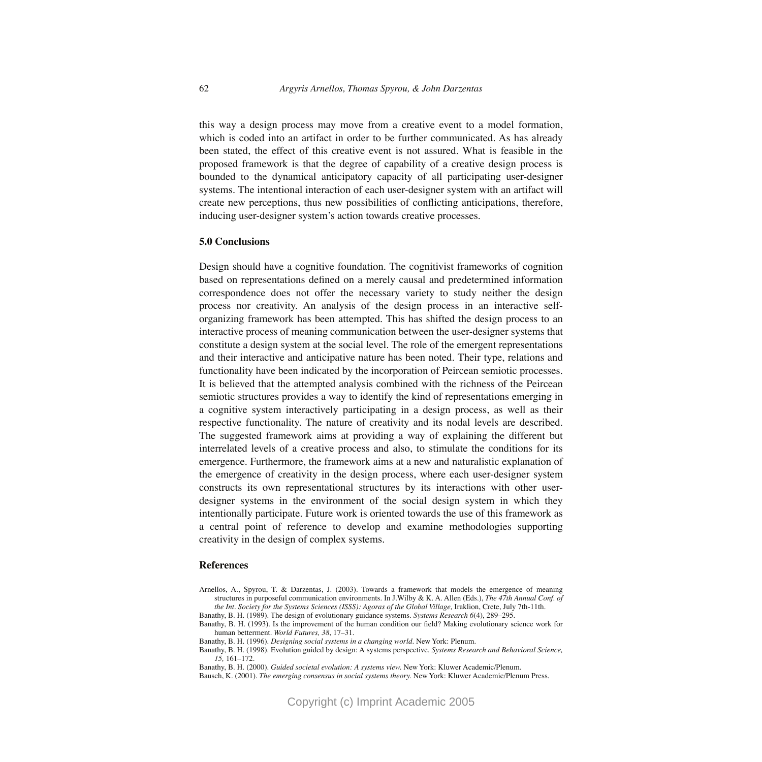this way a design process may move from a creative event to a model formation, which is coded into an artifact in order to be further communicated. As has already been stated, the effect of this creative event is not assured. What is feasible in the proposed framework is that the degree of capability of a creative design process is bounded to the dynamical anticipatory capacity of all participating user-designer systems. The intentional interaction of each user-designer system with an artifact will create new perceptions, thus new possibilities of conflicting anticipations, therefore, inducing user-designer system's action towards creative processes.

### 5.0 Conclusions

Design should have a cognitive foundation. The cognitivist frameworks of cognition based on representations defined on a merely causal and predetermined information correspondence does not offer the necessary variety to study neither the design process nor creativity. An analysis of the design process in an interactive self-organizing framework has been attempted. This has shifted the design process to an interactive process of meaning communication between the user-designer systems that constitute a design system at the social level. The role of the emergent representations and their interactive and anticipative nature has been noted. Their type, relations and functionality have been indicated by the incorporation of Peircean semiotic processes. It is believed that the attempted analysis combined with the richness of the Peircean semiotic structures provides a way to identify the kind of representations emerging in a cognitive system interactively participating in a design process, as well as their respective functionality. The nature of creativity and its nodal levels are described. The suggested framework aims at providing a way of explaining the different but interrelated levels of a creative process and also, to stimulate the conditions for its emergence. Furthermore, the framework aims at a new and naturalistic explanation of the emergence of creativity in the design process, where each user-designer system constructs its own representational structures by its interactions with other user-designer systems in the environment of the social design system in which they intentionally participate. Future work is oriented towards the use of this framework as a central point of reference to develop and examine methodologies supporting creativity in the design of complex systems.

### References

Arnellos, A., Spyrou, T. & Darzentas, J. (2003). Towards a framework that models the emergence of meaning structures in purposeful communication environments. In J.Wilby & K. A. Allen (Eds.), *The 47th Annual Conf. of the Int. Society for the Systems Sciences (ISSS): Agoras of the Global Village,* Iraklion, Crete, July 7th-11th.

Banathy, B. H. (1989). The design of evolutionary guidance systems. *Systems Research 6*(4), 289–295.

Banathy, B. H. (1993). Is the improvement of the human condition our field? Making evolutionary science work for human betterment. *World Futures, 38*, 17–31.

Banathy, B. H. (1996). *Designing social systems in a changing world*. New York: Plenum.

Banathy, B. H. (1998). Evolution guided by design: A systems perspective. *Systems Research and Behavioral Science, 15,* 161–172.

Banathy, B. H. (2000). *Guided societal evolution: A systems view.* New York: Kluwer Academic/Plenum.

Bausch, K. (2001). *The emerging consensus in social systems theory.* New York: Kluwer Academic/Plenum Press.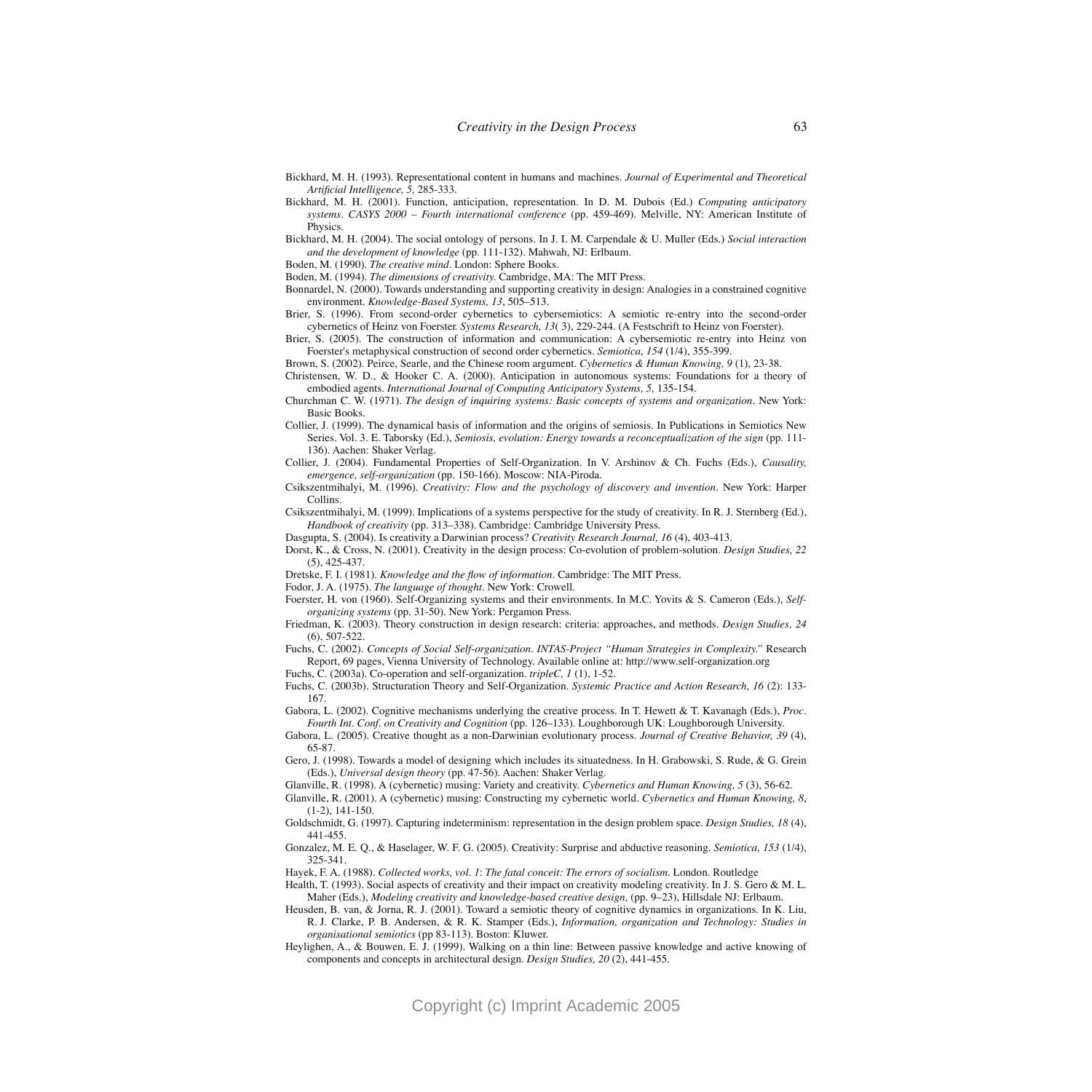Bickhard, M. H. (1993). Representational content in humans and machines. *Journal of Experimental and Theoretical Artificial Intelligence, 5,* 285-333.

Bickhard, M. H. (2001). Function, anticipation, representation. In D. M. Dubois (Ed.) *Computing anticipatory systems. CASYS 2000 – Fourth international conference* (pp. 459-469). Melville, NY: American Institute of Physics.

Bickhard, M. H. (2004). The social ontology of persons. In J. I. M. Carpendale & U. Muller (Eds.) *Social interaction and the development of knowledge* (pp. 111-132). Mahwah, NJ: Erlbaum.

Boden, M. (1990). *The creative mind*. London: Sphere Books.

Boden, M. (1994). *The dimensions of creativity*. Cambridge, MA: The MIT Press.

Bonnardel, N. (2000). Towards understanding and supporting creativity in design: Analogies in a constrained cognitive environment. *Knowledge-Based Systems, 13*, 505–513.

Brier, S. (1996). From second-order cybernetics to cybersemiotics: A semiotic re-entry into the second-order cybernetics of Heinz von Foerster. *Systems Research, 13*( 3), 229-244. (A Festschrift to Heinz von Foerster).

Brier, S. (2005). The construction of information and communication: A cybersemiotic re-entry into Heinz von Foerster's metaphysical construction of second order cybernetics. *Semiotica, 154* (1/4), 355-399.

Brown, S. (2002). Peirce, Searle, and the Chinese room argument. *Cybernetics & Human Knowing, 9* (1), 23-38.

Christensen, W. D., & Hooker C. A. (2000). Anticipation in autonomous systems: Foundations for a theory of embodied agents. *International Journal of Computing Anticipatory Systems, 5,* 135-154.

Churchman C. W. (1971). *The design of inquiring systems: Basic concepts of systems and organization*. New York: Basic Books.

Collier, J. (1999). The dynamical basis of information and the origins of semiosis. In Publications in Semiotics New Series. Vol. 3. E. Taborsky (Ed.), *Semiosis, evolution: Energy towards a reconceptualization of the sign* (pp. 111-136). Aachen: Shaker Verlag.

Collier, J. (2004). Fundamental Properties of Self-Organization. In V. Arshinov & Ch. Fuchs (Eds.), *Causality, emergence, self-organization* (pp. 150-166). Moscow: NIA-Piroda.

Csikszentmihalyi, M. (1996). *Creativity: Flow and the psychology of discovery and invention*. New York: Harper Collins.

Csikszentmihalyi, M. (1999). Implications of a systems perspective for the study of creativity. In R. J. Sternberg (Ed.), *Handbook of creativity* (pp. 313–338). Cambridge: Cambridge University Press.

Dasgupta, S. (2004). Is creativity a Darwinian process? *Creativity Research Journal, 16* (4), 403-413.

Dorst, K., & Cross, N. (2001). Creativity in the design process: Co-evolution of problem-solution. *Design Studies, 22* (5), 425-437.

Dretske, F. I. (1981). *Knowledge and the flow of information*. Cambridge: The MIT Press.

Fodor, J. A. (1975). *The language of thought*. New York: Crowell.

Foerster, H. von (1960). Self-Organizing systems and their environments. In M.C. Yovits & S. Cameron (Eds.), *Self-organizing systems* (pp. 31-50). New York: Pergamon Press.

Friedman, K. (2003). Theory construction in design research: criteria: approaches, and methods. *Design Studies, 24* (6), 507-522.

Fuchs, C. (2002). *Concepts of Social Self-organization. INTAS-Project "Human Strategies in Complexity."* Research Report, 69 pages, Vienna University of Technology. Available online at: http://www.self-organization.org

Fuchs, C. (2003a). Co-operation and self-organization. *tripleC, 1* (1), 1-52.

Fuchs, C. (2003b). Structuration Theory and Self-Organization. *Systemic Practice and Action Research, 16* (2): 133-167.

Gabora, L. (2002). Cognitive mechanisms underlying the creative process. In T. Hewett & T. Kavanagh (Eds.), *Proc. Fourth Int. Conf. on Creativity and Cognition* (pp. 126–133). Loughborough UK: Loughborough University.

Gabora, L. (2005). Creative thought as a non-Darwinian evolutionary process. *Journal of Creative Behavior, 39* (4), 65-87.

Gero, J. (1998). Towards a model of designing which includes its situatedness. In H. Grabowski, S. Rude, & G. Grein (Eds.), *Universal design theory* (pp. 47-56). Aachen: Shaker Verlag.

Glanville, R. (1998). A (cybernetic) musing: Variety and creativity. *Cybernetics and Human Knowing, 5* (3), 56-62.

Glanville, R. (2001). A (cybernetic) musing: Constructing my cybernetic world. *Cybernetics and Human Knowing, 8*, (1-2), 141-150.

Goldschmidt, G. (1997). Capturing indeterminism: representation in the design problem space. *Design Studies, 18* (4), 441-455.

Gonzalez, M. E. Q., & Haselager, W. F. G. (2005). Creativity: Surprise and abductive reasoning. *Semiotica, 153* (1/4), 325-341.

Hayek, F. A. (1988). *Collected works, vol. 1*: *The fatal conceit: The errors of socialism*. London. Routledge

Health, T. (1993). Social aspects of creativity and their impact on creativity modeling creativity. In J. S. Gero & M. L. Maher (Eds.), *Modeling creativity and knowledge-based creative design,* (pp. 9–23), Hillsdale NJ: Erlbaum.

Heusden, B. van, & Jorna, R. J. (2001). Toward a semiotic theory of cognitive dynamics in organizations. In K. Liu, R. J. Clarke, P. B. Andersen, & R. K. Stamper (Eds.), *Information, organization and Technology: Studies in organisational semiotics* (pp 83-113). Boston: Kluwer.

Heylighen, A., & Bouwen, E. J. (1999). Walking on a thin line: Between passive knowledge and active knowing of components and concepts in architectural design. *Design Studies, 20* (2), 441-455.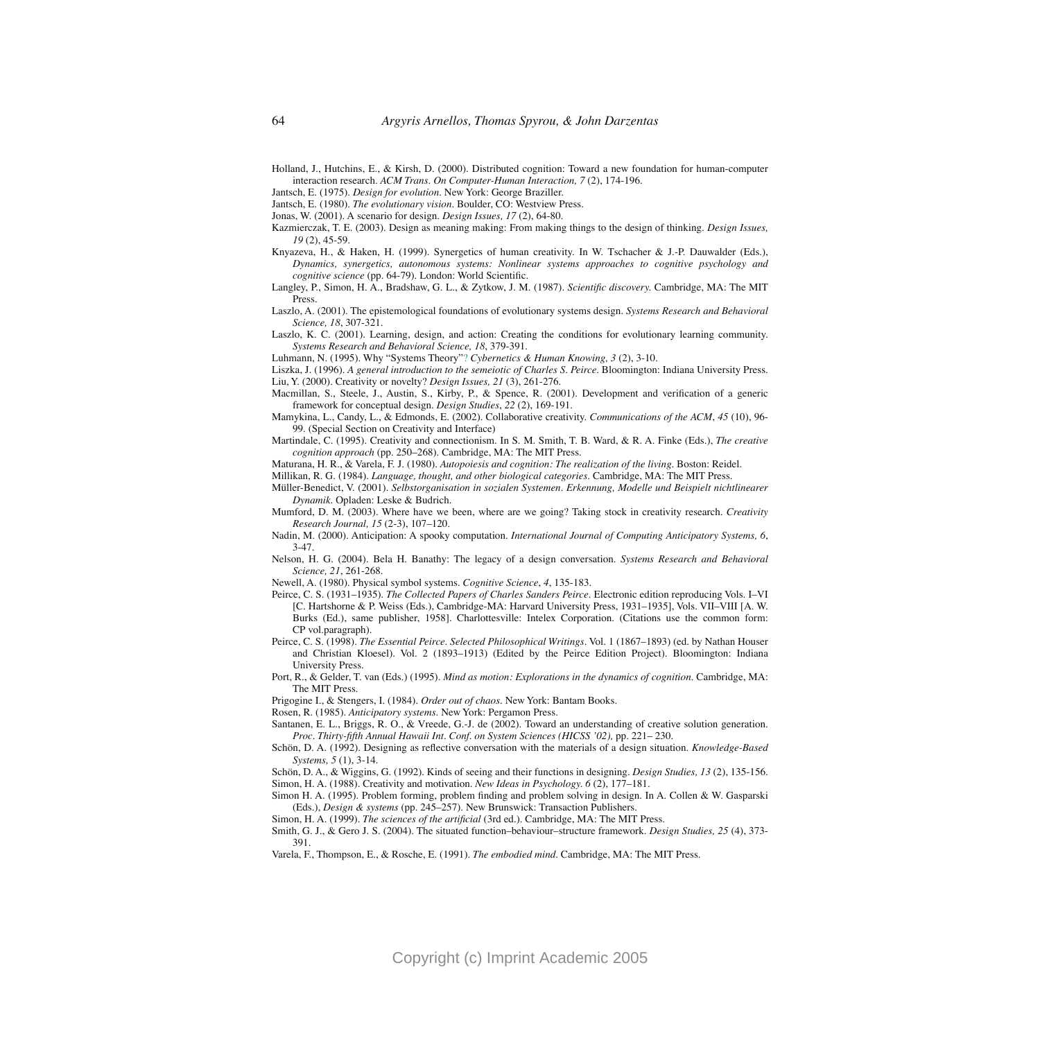Holland, J., Hutchins, E., & Kirsh, D. (2000). Distributed cognition: Toward a new foundation for human-computer interaction research. *ACM Trans. On Computer-Human Interaction, 7* (2), 174-196.

Jantsch, E. (1975). *Design for evolution*. New York: George Braziller.

Jantsch, E. (1980). *The evolutionary vision*. Boulder, CO: Westview Press.

Jonas, W. (2001). A scenario for design. *Design Issues, 17* (2), 64-80.

Kazmierczak, T. E. (2003). Design as meaning making: From making things to the design of thinking. *Design Issues, 19* (2), 45-59.

Knyazeva, H., & Haken, H. (1999). Synergetics of human creativity. In W. Tschacher & J.-P. Dauwalder (Eds.), *Dynamics, synergetics, autonomous systems: Nonlinear systems approaches to cognitive psychology and cognitive science* (pp. 64-79). London: World Scientific.

Langley, P., Simon, H. A., Bradshaw, G. L., & Zytkow, J. M. (1987). *Scientific discovery.* Cambridge, MA: The MIT Press.

Laszlo, A. (2001). The epistemological foundations of evolutionary systems design. *Systems Research and Behavioral Science, 18*, 307-321.

Laszlo, K. C. (2001). Learning, design, and action: Creating the conditions for evolutionary learning community. *Systems Research and Behavioral Science, 18*, 379-391.

Luhmann, N. (1995). Why "Systems Theory"? *Cybernetics & Human Knowing, 3* (2), 3-10.

Liszka, J. (1996). *A general introduction to the semeiotic of Charles S. Peirce*. Bloomington: Indiana University Press.

Liu, Y. (2000). Creativity or novelty? *Design Issues, 21* (3), 261-276.

Macmillan, S., Steele, J., Austin, S., Kirby, P., & Spence, R. (2001). Development and verification of a generic framework for conceptual design. *Design Studies*, *22* (2), 169-191.

Mamykina, L., Candy, L., & Edmonds, E. (2002). Collaborative creativity. *Communications of the ACM*, *45* (10), 96-99. (Special Section on Creativity and Interface)

Martindale, C. (1995). Creativity and connectionism. In S. M. Smith, T. B. Ward, & R. A. Finke (Eds.), *The creative cognition approach* (pp. 250–268). Cambridge, MA: The MIT Press.

Maturana, H. R., & Varela, F. J. (1980). *Autopoiesis and cognition: The realization of the living*. Boston: Reidel.

Millikan, R. G. (1984). *Language, thought, and other biological categories*. Cambridge, MA: The MIT Press.

Müller-Benedict, V. (2001). *Selbstorganisation in sozialen Systemen*. *Erkennung, Modelle und Beispielt nichtlinearer Dynamik*. Opladen: Leske & Budrich.

Mumford, D. M. (2003). Where have we been, where are we going? Taking stock in creativity research. *Creativity Research Journal, 15* (2-3), 107–120.

Nadin, M. (2000). Anticipation: A spooky computation. *International Journal of Computing Anticipatory Systems, 6*, 3-47.

Nelson, H. G. (2004). Bela H. Banathy: The legacy of a design conversation. *Systems Research and Behavioral Science, 21*, 261-268.

Newell, A. (1980). Physical symbol systems. *Cognitive Science*, *4*, 135-183.

Peirce, C. S. (1931–1935). *The Collected Papers of Charles Sanders Peirce*. Electronic edition reproducing Vols. I–VI [C. Hartshorne & P. Weiss (Eds.), Cambridge-MA: Harvard University Press, 1931–1935], Vols. VII–VIII [A. W. Burks (Ed.), same publisher, 1958]. Charlottesville: Intelex Corporation. (Citations use the common form: CP vol.paragraph).

Peirce, C. S. (1998). *The Essential Peirce. Selected Philosophical Writings*. Vol. 1 (1867–1893) (ed. by Nathan Houser and Christian Kloesel). Vol. 2 (1893–1913) (Edited by the Peirce Edition Project). Bloomington: Indiana University Press.

Port, R., & Gelder, T. van (Eds.) (1995). *Mind as motion: Explorations in the dynamics of cognition*. Cambridge, MA: The MIT Press.

Prigogine I., & Stengers, I. (1984). *Order out of chaos*. New York: Bantam Books.

Rosen, R. (1985). *Anticipatory systems*. New York: Pergamon Press.

Santanen, E. L., Briggs, R. O., & Vreede, G.-J. de (2002). Toward an understanding of creative solution generation. *Proc. Thirty-fifth Annual Hawaii Int. Conf. on System Sciences (HICSS '02),* pp. 221– 230.

Schön, D. A. (1992). Designing as reflective conversation with the materials of a design situation. *Knowledge-Based Systems, 5* (1), 3-14.

Schön, D. A., & Wiggins, G. (1992). Kinds of seeing and their functions in designing. *Design Studies, 13* (2), 135-156.

Simon, H. A. (1988). Creativity and motivation. *New Ideas in Psychology. 6* (2), 177–181.

Simon H. A. (1995). Problem forming, problem finding and problem solving in design. In A. Collen & W. Gasparski (Eds.), *Design & systems* (pp. 245–257). New Brunswick: Transaction Publishers.

Simon, H. A. (1999). *The sciences of the artificial* (3rd ed.). Cambridge, MA: The MIT Press.

Smith, G. J., & Gero J. S. (2004). The situated function–behaviour–structure framework. *Design Studies, 25* (4), 373-391.

Varela, F., Thompson, E., & Rosche, E. (1991). *The embodied mind*. Cambridge, MA: The MIT Press.